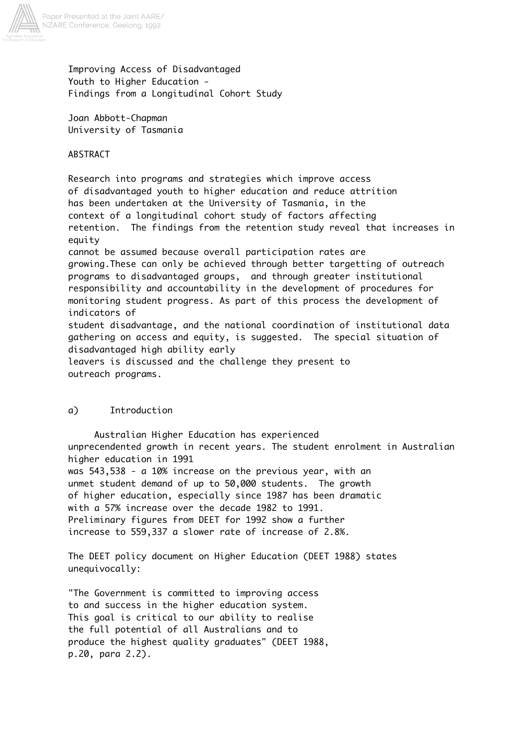# Improving Access of Disadvantaged Youth to Higher Education - Findings from a Longitudinal Cohort Study

Joan Abbott-Chapman
University of Tasmania

## ABSTRACT

Research into programs and strategies which improve access of disadvantaged youth to higher education and reduce attrition has been undertaken at the University of Tasmania, in the context of a longitudinal cohort study of factors affecting retention. The findings from the retention study reveal that increases in equity cannot be assumed because overall participation rates are growing.These can only be achieved through better targetting of outreach programs to disadvantaged groups, and through greater institutional responsibility and accountability in the development of procedures for monitoring student progress. As part of this process the development of indicators of student disadvantage, and the national coordination of institutional data gathering on access and equity, is suggested. The special situation of disadvantaged high ability early leavers is discussed and the challenge they present to outreach programs.

## a) Introduction

Australian Higher Education has experienced unprecendented growth in recent years. The student enrolment in Australian higher education in 1991 was 543,538 - a 10% increase on the previous year, with an unmet student demand of up to 50,000 students. The growth of higher education, especially since 1987 has been dramatic with a 57% increase over the decade 1982 to 1991. Preliminary figures from DEET for 1992 show a further increase to 559,337 a slower rate of increase of 2.8%.

The DEET policy document on Higher Education (DEET 1988) states unequivocally:

"The Government is committed to improving access to and success in the higher education system. This goal is critical to our ability to realise the full potential of all Australians and to produce the highest quality graduates" (DEET 1988, p.20, para 2.2).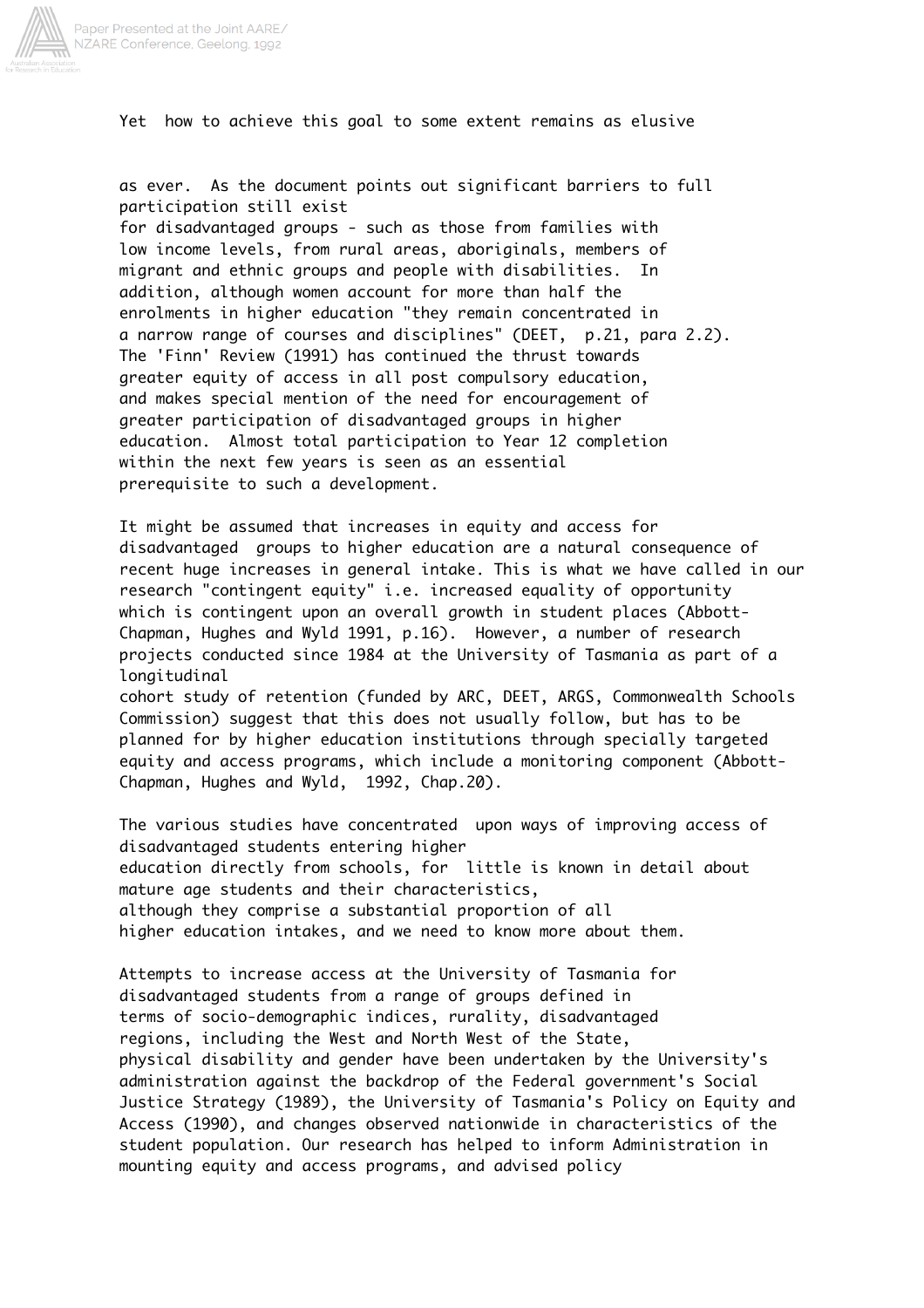Yet how to achieve this goal to some extent remains as elusive as ever. As the document points out significant barriers to full participation still exist for disadvantaged groups - such as those from families with low income levels, from rural areas, aboriginals, members of migrant and ethnic groups and people with disabilities. In addition, although women account for more than half the enrolments in higher education "they remain concentrated in a narrow range of courses and disciplines" (DEET, p.21, para 2.2). The 'Finn' Review (1991) has continued the thrust towards greater equity of access in all post compulsory education, and makes special mention of the need for encouragement of greater participation of disadvantaged groups in higher education. Almost total participation to Year 12 completion within the next few years is seen as an essential prerequisite to such a development.

It might be assumed that increases in equity and access for disadvantaged groups to higher education are a natural consequence of recent huge increases in general intake. This is what we have called in our research "contingent equity" i.e. increased equality of opportunity which is contingent upon an overall growth in student places (Abbott-Chapman, Hughes and Wyld 1991, p.16). However, a number of research projects conducted since 1984 at the University of Tasmania as part of a longitudinal cohort study of retention (funded by ARC, DEET, ARGS, Commonwealth Schools Commission) suggest that this does not usually follow, but has to be planned for by higher education institutions through specially targeted equity and access programs, which include a monitoring component (Abbott-Chapman, Hughes and Wyld, 1992, Chap.20).

The various studies have concentrated upon ways of improving access of disadvantaged students entering higher education directly from schools, for little is known in detail about mature age students and their characteristics, although they comprise a substantial proportion of all higher education intakes, and we need to know more about them.

Attempts to increase access at the University of Tasmania for disadvantaged students from a range of groups defined in terms of socio-demographic indices, rurality, disadvantaged regions, including the West and North West of the State, physical disability and gender have been undertaken by the University's administration against the backdrop of the Federal government's Social Justice Strategy (1989), the University of Tasmania's Policy on Equity and Access (1990), and changes observed nationwide in characteristics of the student population. Our research has helped to inform Administration in mounting equity and access programs, and advised policy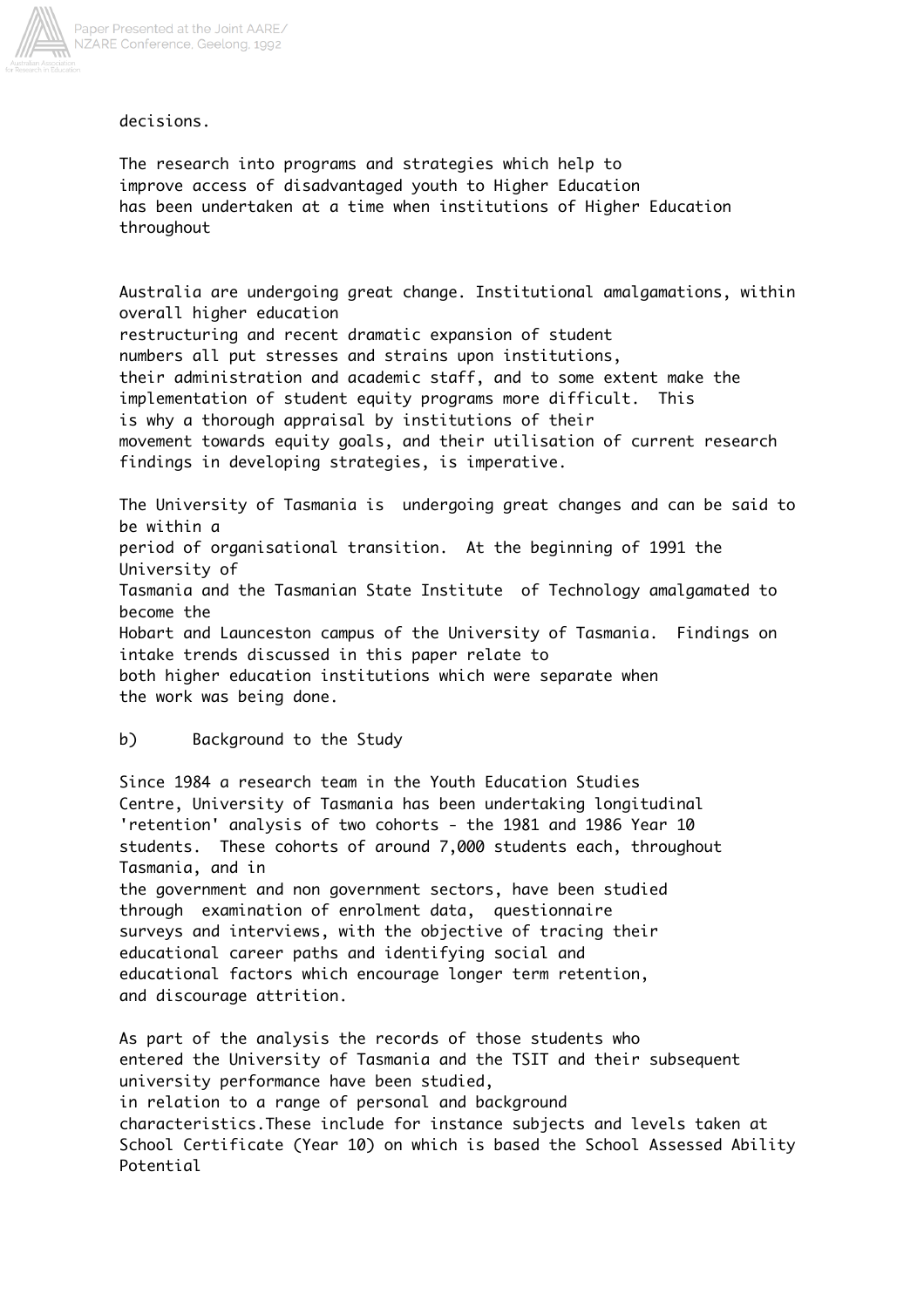decisions.

The research into programs and strategies which help to improve access of disadvantaged youth to Higher Education has been undertaken at a time when institutions of Higher Education throughout Australia are undergoing great change. Institutional amalgamations, within overall higher education restructuring and recent dramatic expansion of student numbers all put stresses and strains upon institutions, their administration and academic staff, and to some extent make the implementation of student equity programs more difficult. This is why a thorough appraisal by institutions of their movement towards equity goals, and their utilisation of current research findings in developing strategies, is imperative.

The University of Tasmania is undergoing great changes and can be said to be within a period of organisational transition. At the beginning of 1991 the University of Tasmania and the Tasmanian State Institute of Technology amalgamated to become the Hobart and Launceston campus of the University of Tasmania. Findings on intake trends discussed in this paper relate to both higher education institutions which were separate when the work was being done.

b) Background to the Study

Since 1984 a research team in the Youth Education Studies Centre, University of Tasmania has been undertaking longitudinal 'retention' analysis of two cohorts - the 1981 and 1986 Year 10 students. These cohorts of around 7,000 students each, throughout Tasmania, and in the government and non government sectors, have been studied through examination of enrolment data, questionnaire surveys and interviews, with the objective of tracing their educational career paths and identifying social and educational factors which encourage longer term retention, and discourage attrition.

As part of the analysis the records of those students who entered the University of Tasmania and the TSIT and their subsequent university performance have been studied, in relation to a range of personal and background characteristics.These include for instance subjects and levels taken at School Certificate (Year 10) on which is based the School Assessed Ability Potential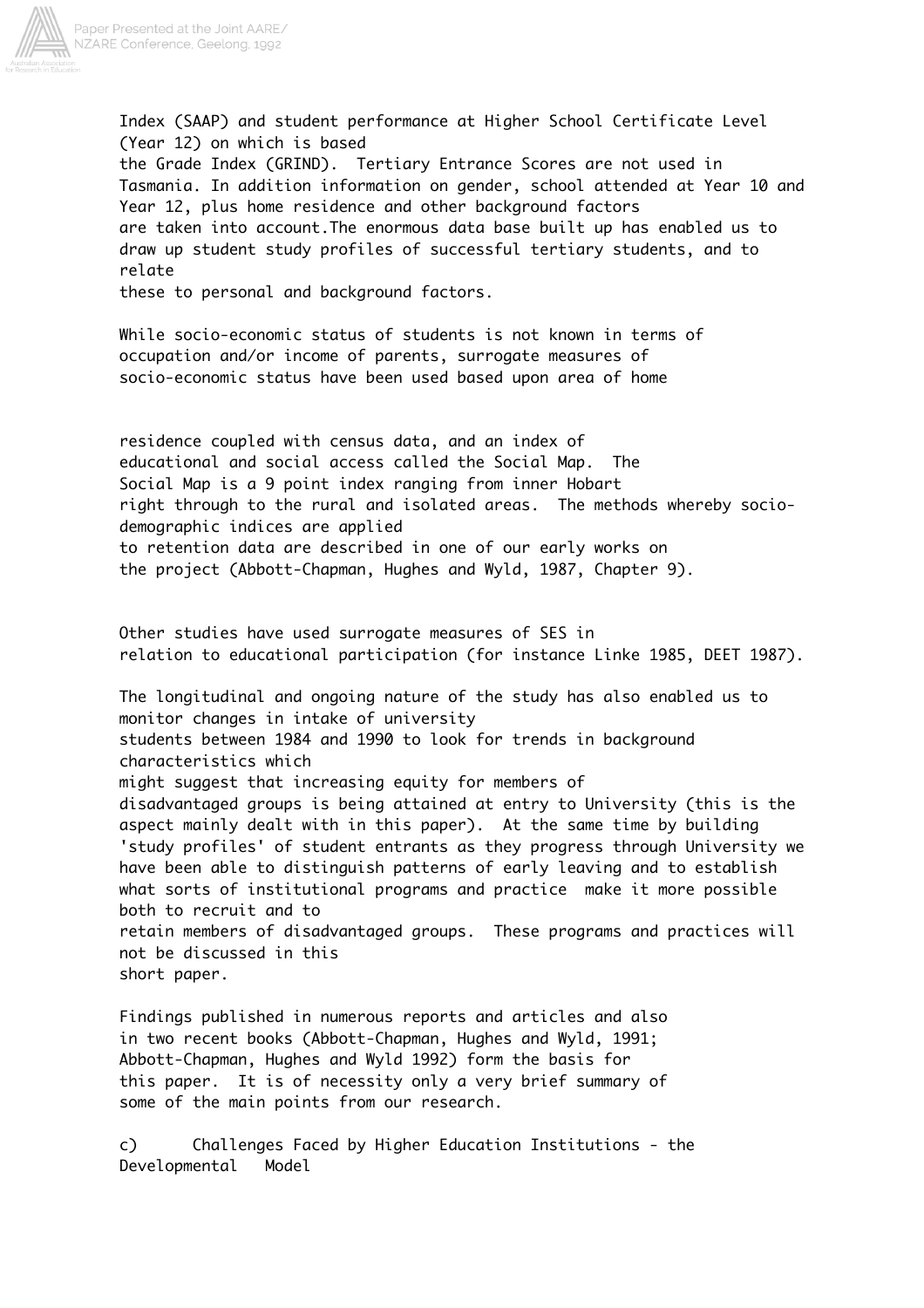Index (SAAP) and student performance at Higher School Certificate Level (Year 12) on which is based the Grade Index (GRIND). Tertiary Entrance Scores are not used in Tasmania. In addition information on gender, school attended at Year 10 and Year 12, plus home residence and other background factors are taken into account.The enormous data base built up has enabled us to draw up student study profiles of successful tertiary students, and to relate these to personal and background factors.

While socio-economic status of students is not known in terms of occupation and/or income of parents, surrogate measures of socio-economic status have been used based upon area of home residence coupled with census data, and an index of educational and social access called the Social Map. The Social Map is a 9 point index ranging from inner Hobart right through to the rural and isolated areas. The methods whereby socio-demographic indices are applied to retention data are described in one of our early works on the project (Abbott-Chapman, Hughes and Wyld, 1987, Chapter 9).

Other studies have used surrogate measures of SES in relation to educational participation (for instance Linke 1985, DEET 1987).

The longitudinal and ongoing nature of the study has also enabled us to monitor changes in intake of university students between 1984 and 1990 to look for trends in background characteristics which might suggest that increasing equity for members of disadvantaged groups is being attained at entry to University (this is the aspect mainly dealt with in this paper). At the same time by building 'study profiles' of student entrants as they progress through University we have been able to distinguish patterns of early leaving and to establish what sorts of institutional programs and practice make it more possible both to recruit and to retain members of disadvantaged groups. These programs and practices will not be discussed in this short paper.

Findings published in numerous reports and articles and also in two recent books (Abbott-Chapman, Hughes and Wyld, 1991; Abbott-Chapman, Hughes and Wyld 1992) form the basis for this paper. It is of necessity only a very brief summary of some of the main points from our research.

c) Challenges Faced by Higher Education Institutions - the Developmental Model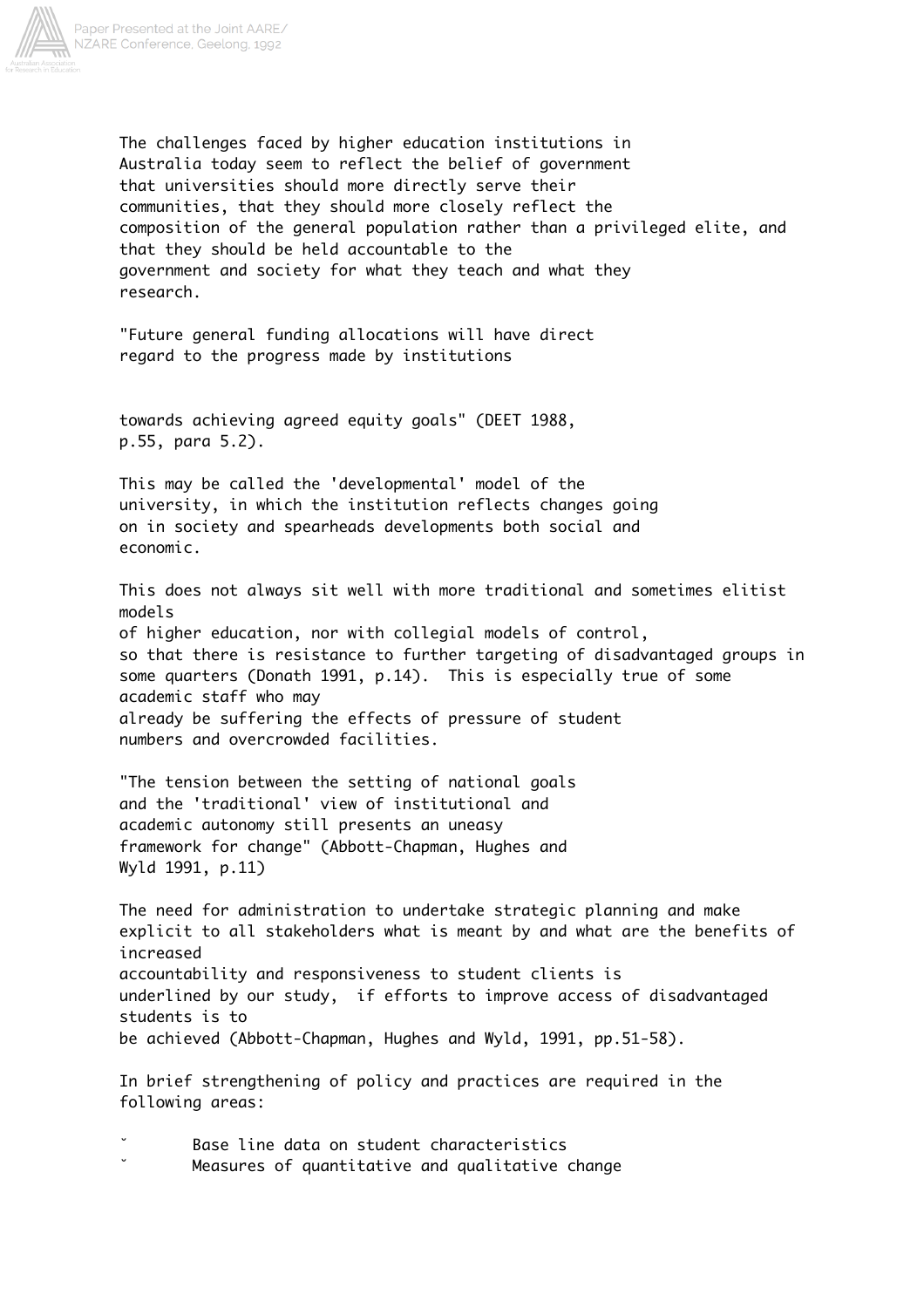The challenges faced by higher education institutions in Australia today seem to reflect the belief of government that universities should more directly serve their communities, that they should more closely reflect the composition of the general population rather than a privileged elite, and that they should be held accountable to the government and society for what they teach and what they research.

"Future general funding allocations will have direct regard to the progress made by institutions towards achieving agreed equity goals" (DEET 1988, p.55, para 5.2).

This may be called the 'developmental' model of the university, in which the institution reflects changes going on in society and spearheads developments both social and economic.

This does not always sit well with more traditional and sometimes elitist models of higher education, nor with collegial models of control, so that there is resistance to further targeting of disadvantaged groups in some quarters (Donath 1991, p.14). This is especially true of some academic staff who may already be suffering the effects of pressure of student numbers and overcrowded facilities.

"The tension between the setting of national goals and the 'traditional' view of institutional and academic autonomy still presents an uneasy framework for change" (Abbott-Chapman, Hughes and Wyld 1991, p.11)

The need for administration to undertake strategic planning and make explicit to all stakeholders what is meant by and what are the benefits of increased accountability and responsiveness to student clients is underlined by our study, if efforts to improve access of disadvantaged students is to be achieved (Abbott-Chapman, Hughes and Wyld, 1991, pp.51-58).

In brief strengthening of policy and practices are required in the following areas:

- Base line data on student characteristics
- Measures of quantitative and qualitative change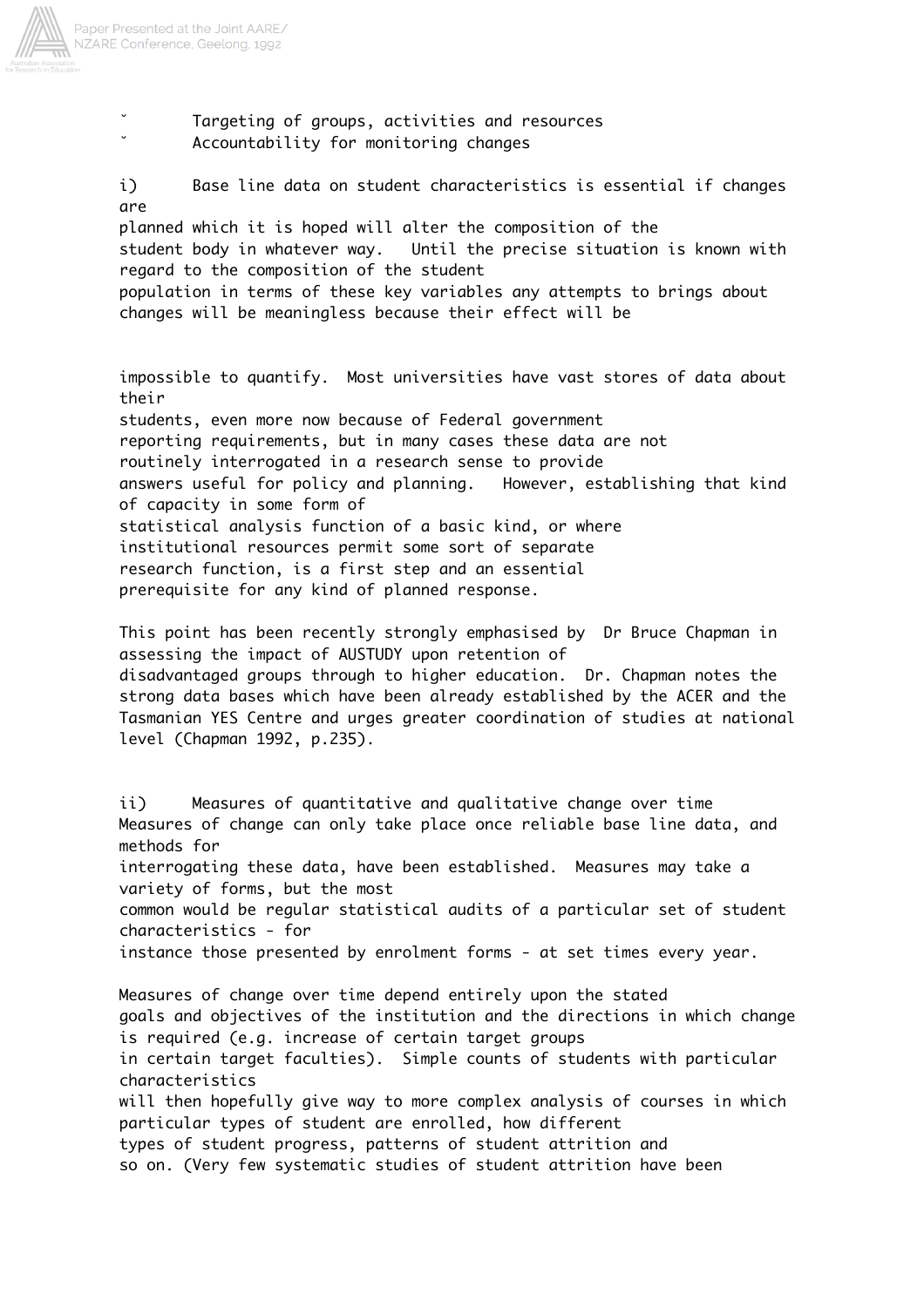- Targeting of groups, activities and resources
- Accountability for monitoring changes

i) Base line data on student characteristics is essential if changes are planned which it is hoped will alter the composition of the student body in whatever way. Until the precise situation is known with regard to the composition of the student population in terms of these key variables any attempts to brings about changes will be meaningless because their effect will be impossible to quantify. Most universities have vast stores of data about their students, even more now because of Federal government reporting requirements, but in many cases these data are not routinely interrogated in a research sense to provide answers useful for policy and planning. However, establishing that kind of capacity in some form of statistical analysis function of a basic kind, or where institutional resources permit some sort of separate research function, is a first step and an essential prerequisite for any kind of planned response.

This point has been recently strongly emphasised by Dr Bruce Chapman in assessing the impact of AUSTUDY upon retention of disadvantaged groups through to higher education. Dr. Chapman notes the strong data bases which have been already established by the ACER and the Tasmanian YES Centre and urges greater coordination of studies at national level (Chapman 1992, p.235).

ii) Measures of quantitative and qualitative change over time
Measures of change can only take place once reliable base line data, and methods for interrogating these data, have been established. Measures may take a variety of forms, but the most common would be regular statistical audits of a particular set of student characteristics - for instance those presented by enrolment forms - at set times every year.

Measures of change over time depend entirely upon the stated goals and objectives of the institution and the directions in which change is required (e.g. increase of certain target groups in certain target faculties). Simple counts of students with particular characteristics will then hopefully give way to more complex analysis of courses in which particular types of student are enrolled, how different types of student progress, patterns of student attrition and so on. (Very few systematic studies of student attrition have been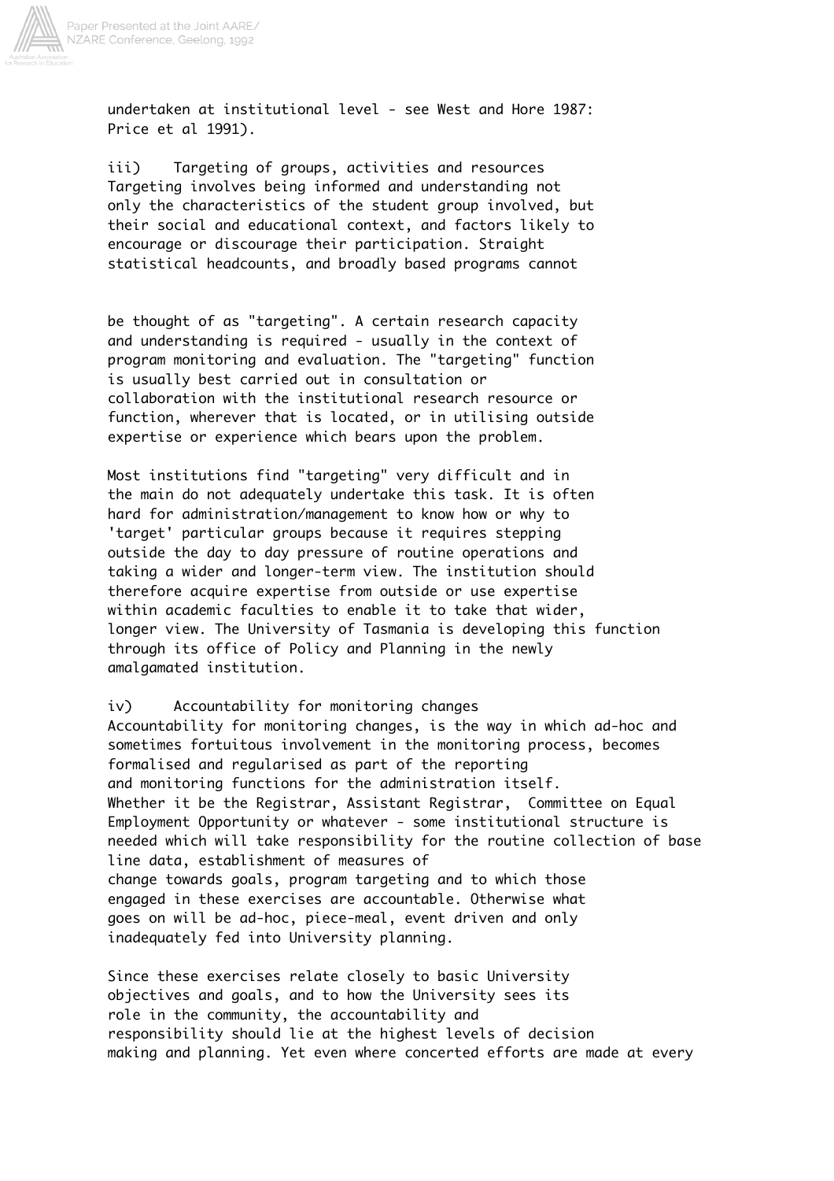undertaken at institutional level - see West and Hore 1987: Price et al 1991).

iii) Targeting of groups, activities and resources

Targeting involves being informed and understanding not only the characteristics of the student group involved, but their social and educational context, and factors likely to encourage or discourage their participation. Straight statistical headcounts, and broadly based programs cannot be thought of as "targeting". A certain research capacity and understanding is required - usually in the context of program monitoring and evaluation. The "targeting" function is usually best carried out in consultation or collaboration with the institutional research resource or function, wherever that is located, or in utilising outside expertise or experience which bears upon the problem.

Most institutions find "targeting" very difficult and in the main do not adequately undertake this task. It is often hard for administration/management to know how or why to 'target' particular groups because it requires stepping outside the day to day pressure of routine operations and taking a wider and longer-term view. The institution should therefore acquire expertise from outside or use expertise within academic faculties to enable it to take that wider, longer view. The University of Tasmania is developing this function through its office of Policy and Planning in the newly amalgamated institution.

iv) Accountability for monitoring changes

Accountability for monitoring changes, is the way in which ad-hoc and sometimes fortuitous involvement in the monitoring process, becomes formalised and regularised as part of the reporting and monitoring functions for the administration itself. Whether it be the Registrar, Assistant Registrar, Committee on Equal Employment Opportunity or whatever - some institutional structure is needed which will take responsibility for the routine collection of base line data, establishment of measures of change towards goals, program targeting and to which those engaged in these exercises are accountable. Otherwise what goes on will be ad-hoc, piece-meal, event driven and only inadequately fed into University planning.

Since these exercises relate closely to basic University objectives and goals, and to how the University sees its role in the community, the accountability and responsibility should lie at the highest levels of decision making and planning. Yet even where concerted efforts are made at every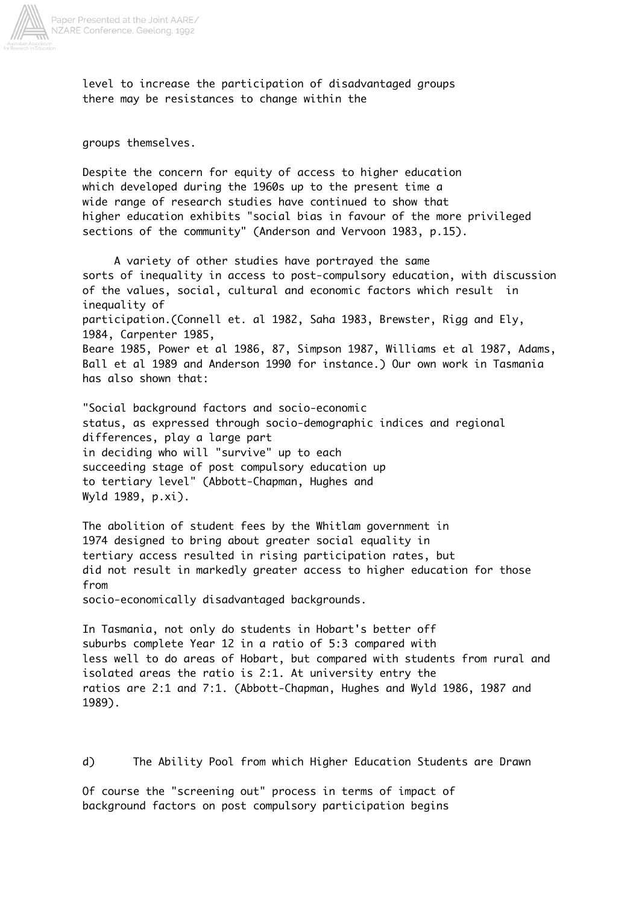level to increase the participation of disadvantaged groups there may be resistances to change within the groups themselves.

Despite the concern for equity of access to higher education which developed during the 1960s up to the present time a wide range of research studies have continued to show that higher education exhibits "social bias in favour of the more privileged sections of the community" (Anderson and Vervoon 1983, p.15).

A variety of other studies have portrayed the same sorts of inequality in access to post-compulsory education, with discussion of the values, social, cultural and economic factors which result in inequality of participation.(Connell et. al 1982, Saha 1983, Brewster, Rigg and Ely, 1984, Carpenter 1985, Beare 1985, Power et al 1986, 87, Simpson 1987, Williams et al 1987, Adams, Ball et al 1989 and Anderson 1990 for instance.) Our own work in Tasmania has also shown that:

"Social background factors and socio-economic status, as expressed through socio-demographic indices and regional differences, play a large part in deciding who will "survive" up to each succeeding stage of post compulsory education up to tertiary level" (Abbott-Chapman, Hughes and Wyld 1989, p.xi).

The abolition of student fees by the Whitlam government in 1974 designed to bring about greater social equality in tertiary access resulted in rising participation rates, but did not result in markedly greater access to higher education for those from socio-economically disadvantaged backgrounds.

In Tasmania, not only do students in Hobart's better off suburbs complete Year 12 in a ratio of 5:3 compared with less well to do areas of Hobart, but compared with students from rural and isolated areas the ratio is 2:1. At university entry the ratios are 2:1 and 7:1. (Abbott-Chapman, Hughes and Wyld 1986, 1987 and 1989).

d) The Ability Pool from which Higher Education Students are Drawn

Of course the "screening out" process in terms of impact of background factors on post compulsory participation begins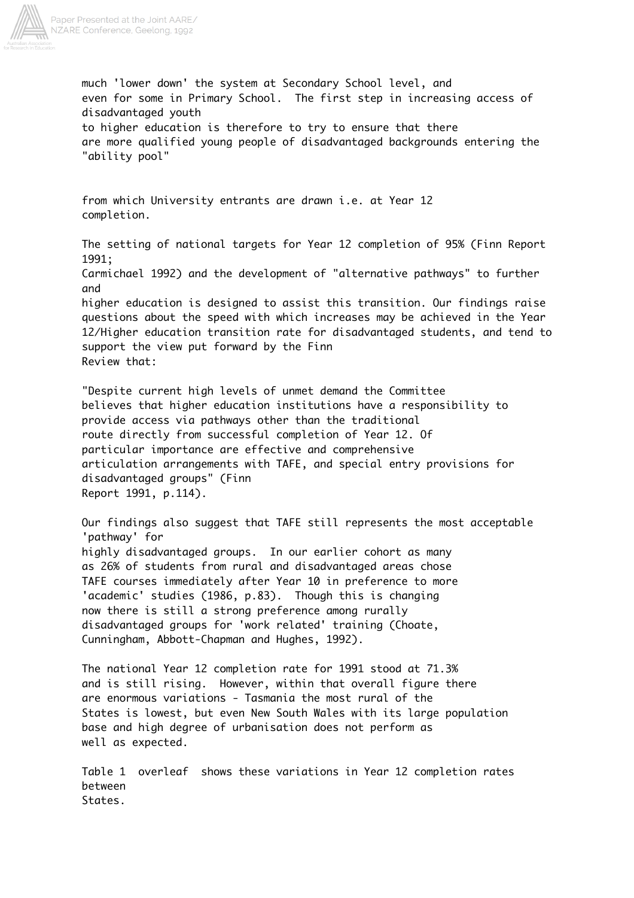much 'lower down' the system at Secondary School level, and even for some in Primary School. The first step in increasing access of disadvantaged youth to higher education is therefore to try to ensure that there are more qualified young people of disadvantaged backgrounds entering the "ability pool" from which University entrants are drawn i.e. at Year 12 completion.

The setting of national targets for Year 12 completion of 95% (Finn Report 1991; Carmichael 1992) and the development of "alternative pathways" to further and higher education is designed to assist this transition. Our findings raise questions about the speed with which increases may be achieved in the Year 12/Higher education transition rate for disadvantaged students, and tend to support the view put forward by the Finn Review that:

"Despite current high levels of unmet demand the Committee believes that higher education institutions have a responsibility to provide access via pathways other than the traditional route directly from successful completion of Year 12. Of particular importance are effective and comprehensive articulation arrangements with TAFE, and special entry provisions for disadvantaged groups" (Finn Report 1991, p.114).

Our findings also suggest that TAFE still represents the most acceptable 'pathway' for highly disadvantaged groups. In our earlier cohort as many as 26% of students from rural and disadvantaged areas chose TAFE courses immediately after Year 10 in preference to more 'academic' studies (1986, p.83). Though this is changing now there is still a strong preference among rurally disadvantaged groups for 'work related' training (Choate, Cunningham, Abbott-Chapman and Hughes, 1992).

The national Year 12 completion rate for 1991 stood at 71.3% and is still rising. However, within that overall figure there are enormous variations - Tasmania the most rural of the States is lowest, but even New South Wales with its large population base and high degree of urbanisation does not perform as well as expected.

Table 1 overleaf shows these variations in Year 12 completion rates between States.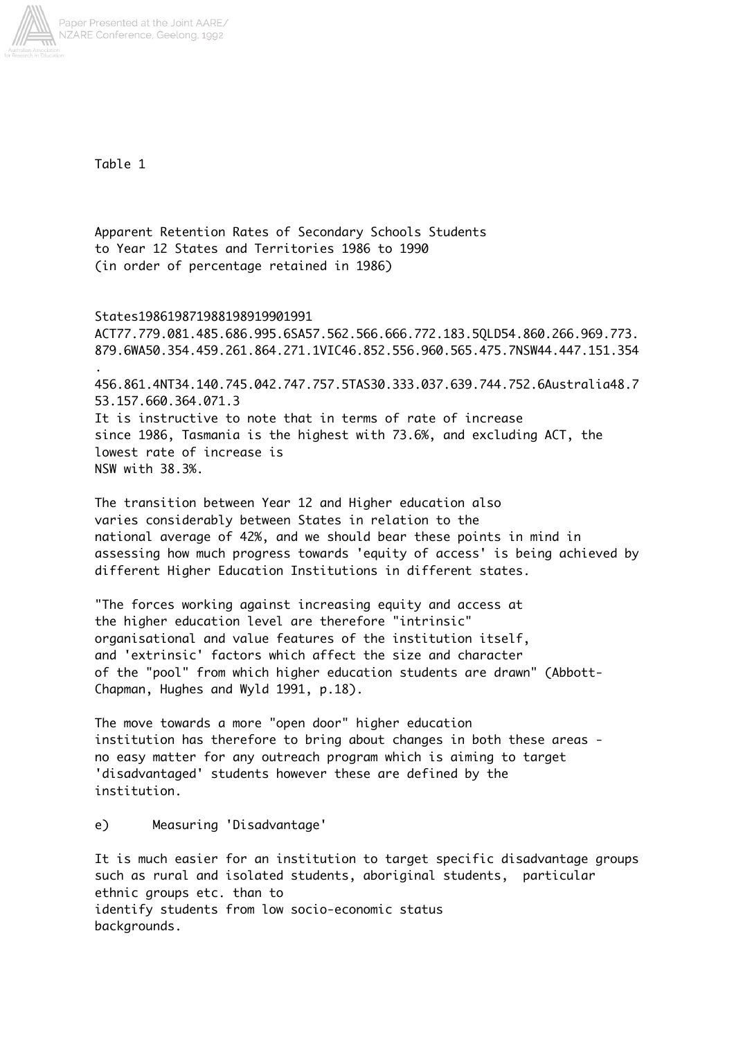Table 1

Apparent Retention Rates of Secondary Schools Students to Year 12 States and Territories 1986 to 1990 (in order of percentage retained in 1986)

| States | 1986 | 1987 | 1988 | 1989 | 1990 | 1991 |
|---|---|---|---|---|---|---|
| ACT | 77.7 | 79.0 | 81.4 | 85.6 | 86.9 | 95.6 |
| SA | 57.5 | 62.5 | 66.6 | 66.7 | 72.1 | 83.5 |
| QLD | 54.8 | 60.2 | 66.9 | 69.7 | 73.8 | 79.6 |
| WA | 50.3 | 54.4 | 59.2 | 61.8 | 64.2 | 71.1 |
| VIC | 46.8 | 52.5 | 56.9 | 60.5 | 65.4 | 75.7 |
| NSW | 44.4 | 47.1 | 51.3 | 54.4 | 56.8 | 61.4 |
| NT | 34.1 | 40.7 | 45.0 | 42.7 | 47.7 | 57.5 |
| TAS | 30.3 | 33.0 | 37.6 | 39.7 | 44.7 | 52.6 |
| Australia | 48.7 | 53.1 | 57.6 | 60.3 | 64.0 | 71.3 |

It is instructive to note that in terms of rate of increase since 1986, Tasmania is the highest with 73.6%, and excluding ACT, the lowest rate of increase is NSW with 38.3%.

The transition between Year 12 and Higher education also varies considerably between States in relation to the national average of 42%, and we should bear these points in mind in assessing how much progress towards 'equity of access' is being achieved by different Higher Education Institutions in different states.

"The forces working against increasing equity and access at the higher education level are therefore "intrinsic" organisational and value features of the institution itself, and 'extrinsic' factors which affect the size and character of the "pool" from which higher education students are drawn" (Abbott-Chapman, Hughes and Wyld 1991, p.18).

The move towards a more "open door" higher education institution has therefore to bring about changes in both these areas - no easy matter for any outreach program which is aiming to target 'disadvantaged' students however these are defined by the institution.

e) Measuring 'Disadvantage'

It is much easier for an institution to target specific disadvantage groups such as rural and isolated students, aboriginal students, particular ethnic groups etc. than to identify students from low socio-economic status backgrounds.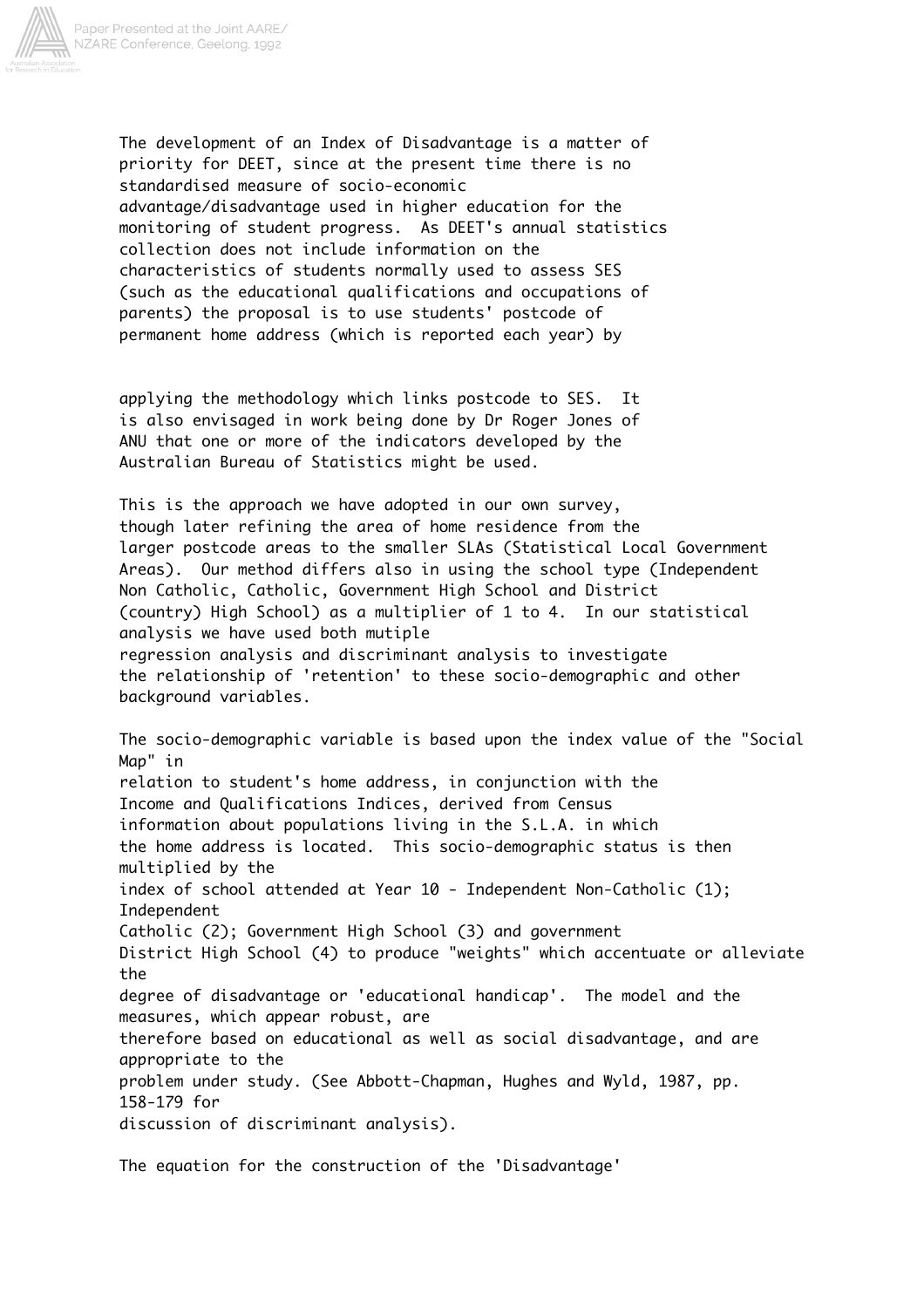The development of an Index of Disadvantage is a matter of priority for DEET, since at the present time there is no standardised measure of socio-economic advantage/disadvantage used in higher education for the monitoring of student progress. As DEET's annual statistics collection does not include information on the characteristics of students normally used to assess SES (such as the educational qualifications and occupations of parents) the proposal is to use students' postcode of permanent home address (which is reported each year) by

applying the methodology which links postcode to SES. It is also envisaged in work being done by Dr Roger Jones of ANU that one or more of the indicators developed by the Australian Bureau of Statistics might be used.

This is the approach we have adopted in our own survey, though later refining the area of home residence from the larger postcode areas to the smaller SLAs (Statistical Local Government Areas). Our method differs also in using the school type (Independent Non Catholic, Catholic, Government High School and District (country) High School) as a multiplier of 1 to 4. In our statistical analysis we have used both mutiple regression analysis and discriminant analysis to investigate the relationship of 'retention' to these socio-demographic and other background variables.

The socio-demographic variable is based upon the index value of the "Social Map" in relation to student's home address, in conjunction with the Income and Qualifications Indices, derived from Census information about populations living in the S.L.A. in which the home address is located. This socio-demographic status is then multiplied by the index of school attended at Year 10 - Independent Non-Catholic (1); Independent Catholic (2); Government High School (3) and government District High School (4) to produce "weights" which accentuate or alleviate the degree of disadvantage or 'educational handicap'. The model and the measures, which appear robust, are therefore based on educational as well as social disadvantage, and are appropriate to the problem under study. (See Abbott-Chapman, Hughes and Wyld, 1987, pp. 158-179 for discussion of discriminant analysis).

The equation for the construction of the 'Disadvantage'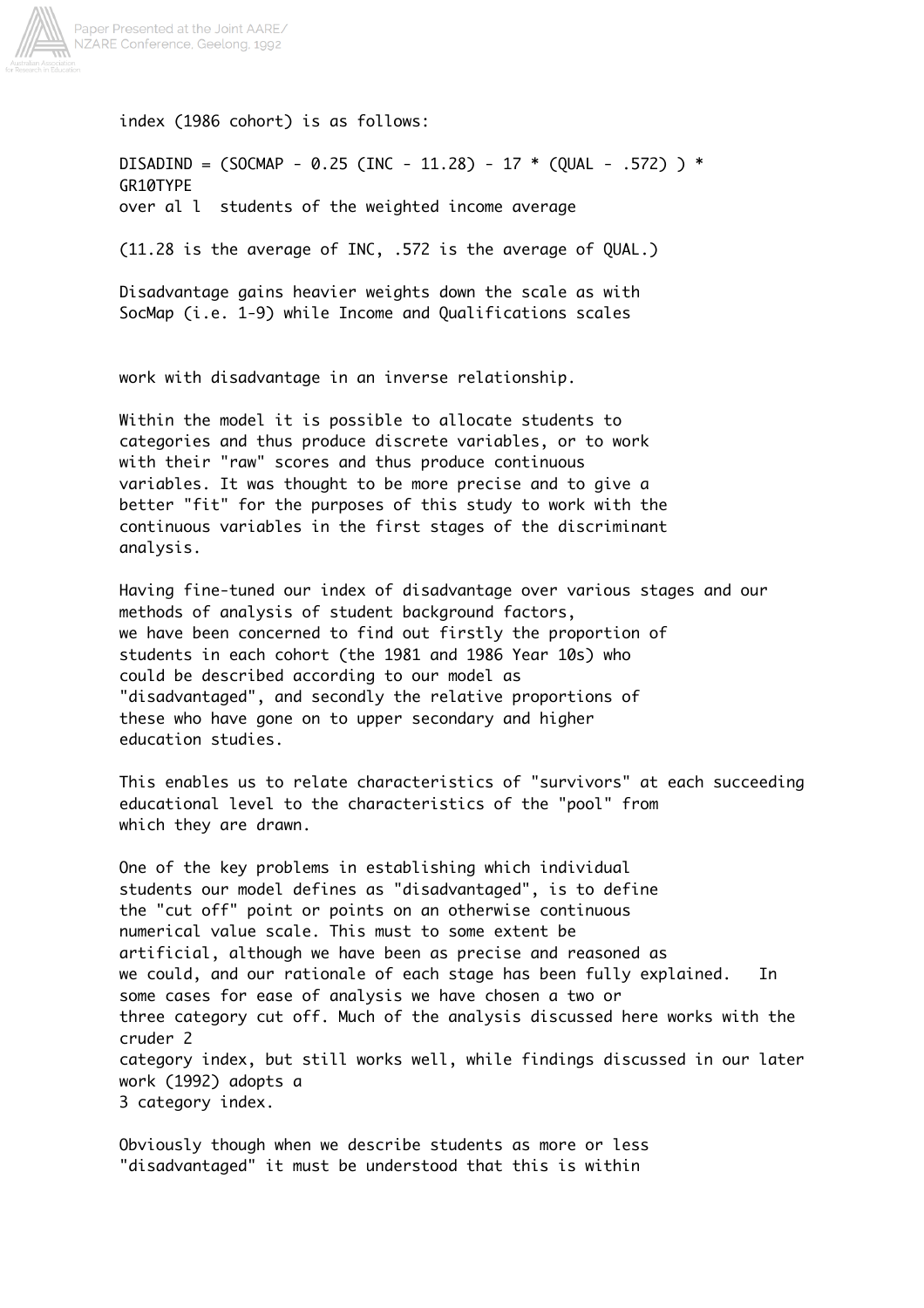index (1986 cohort) is as follows:

$$DISADIND = (SOCMAP - 0.25\ (INC - 11.28) - 17 * (QUAL - .572)) * GR10TYPE$$

over al l students of the weighted income average

(11.28 is the average of INC, .572 is the average of QUAL.)

Disadvantage gains heavier weights down the scale as with SocMap (i.e. 1-9) while Income and Qualifications scales

work with disadvantage in an inverse relationship.

Within the model it is possible to allocate students to categories and thus produce discrete variables, or to work with their "raw" scores and thus produce continuous variables. It was thought to be more precise and to give a better "fit" for the purposes of this study to work with the continuous variables in the first stages of the discriminant analysis.

Having fine-tuned our index of disadvantage over various stages and our methods of analysis of student background factors, we have been concerned to find out firstly the proportion of students in each cohort (the 1981 and 1986 Year 10s) who could be described according to our model as "disadvantaged", and secondly the relative proportions of these who have gone on to upper secondary and higher education studies.

This enables us to relate characteristics of "survivors" at each succeeding educational level to the characteristics of the "pool" from which they are drawn.

One of the key problems in establishing which individual students our model defines as "disadvantaged", is to define the "cut off" point or points on an otherwise continuous numerical value scale. This must to some extent be artificial, although we have been as precise and reasoned as we could, and our rationale of each stage has been fully explained. In some cases for ease of analysis we have chosen a two or three category cut off. Much of the analysis discussed here works with the cruder 2 category index, but still works well, while findings discussed in our later work (1992) adopts a 3 category index.

Obviously though when we describe students as more or less "disadvantaged" it must be understood that this is within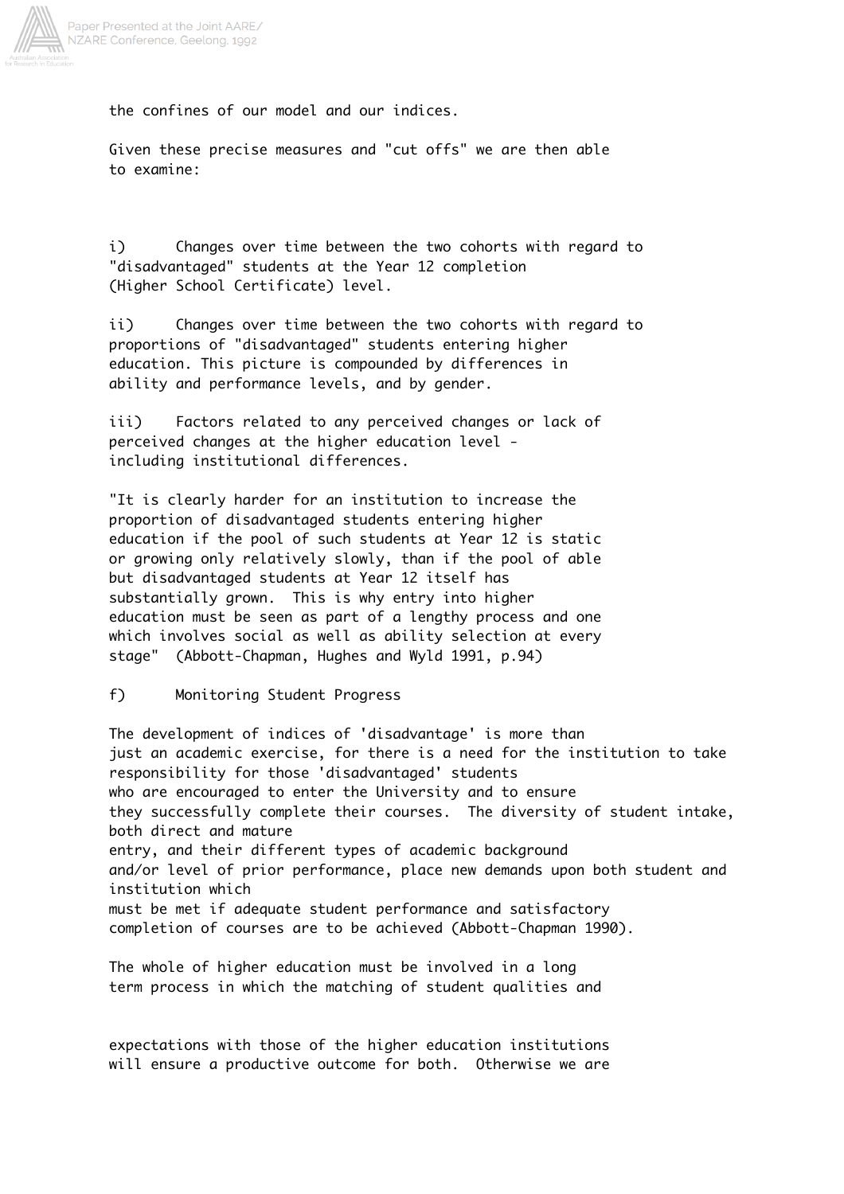the confines of our model and our indices.

Given these precise measures and "cut offs" we are then able to examine:

i) Changes over time between the two cohorts with regard to "disadvantaged" students at the Year 12 completion (Higher School Certificate) level.

ii) Changes over time between the two cohorts with regard to proportions of "disadvantaged" students entering higher education. This picture is compounded by differences in ability and performance levels, and by gender.

iii) Factors related to any perceived changes or lack of perceived changes at the higher education level - including institutional differences.

"It is clearly harder for an institution to increase the proportion of disadvantaged students entering higher education if the pool of such students at Year 12 is static or growing only relatively slowly, than if the pool of able but disadvantaged students at Year 12 itself has substantially grown. This is why entry into higher education must be seen as part of a lengthy process and one which involves social as well as ability selection at every stage" (Abbott-Chapman, Hughes and Wyld 1991, p.94)

f) Monitoring Student Progress

The development of indices of 'disadvantage' is more than just an academic exercise, for there is a need for the institution to take responsibility for those 'disadvantaged' students who are encouraged to enter the University and to ensure they successfully complete their courses. The diversity of student intake, both direct and mature entry, and their different types of academic background and/or level of prior performance, place new demands upon both student and institution which must be met if adequate student performance and satisfactory completion of courses are to be achieved (Abbott-Chapman 1990).

The whole of higher education must be involved in a long term process in which the matching of student qualities and expectations with those of the higher education institutions will ensure a productive outcome for both. Otherwise we are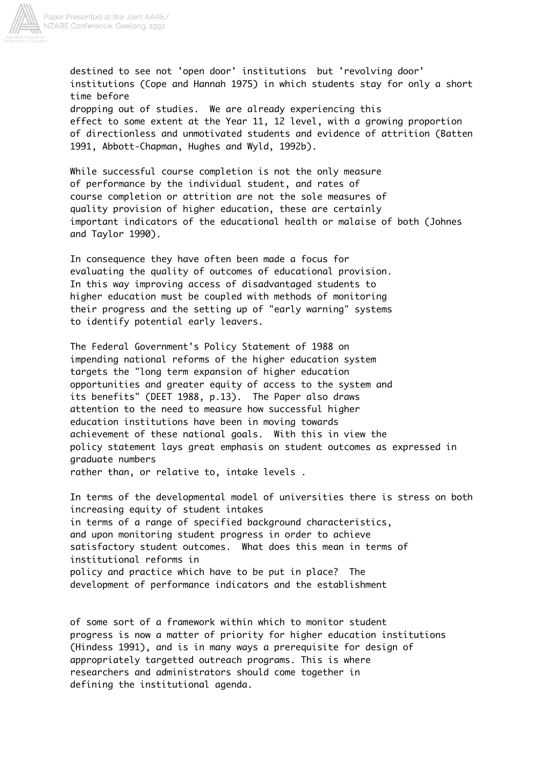destined to see not 'open door' institutions but 'revolving door' institutions (Cope and Hannah 1975) in which students stay for only a short time before dropping out of studies. We are already experiencing this effect to some extent at the Year 11, 12 level, with a growing proportion of directionless and unmotivated students and evidence of attrition (Batten 1991, Abbott-Chapman, Hughes and Wyld, 1992b).

While successful course completion is not the only measure of performance by the individual student, and rates of course completion or attrition are not the sole measures of quality provision of higher education, these are certainly important indicators of the educational health or malaise of both (Johnes and Taylor 1990).

In consequence they have often been made a focus for evaluating the quality of outcomes of educational provision. In this way improving access of disadvantaged students to higher education must be coupled with methods of monitoring their progress and the setting up of "early warning" systems to identify potential early leavers.

The Federal Government's Policy Statement of 1988 on impending national reforms of the higher education system targets the "long term expansion of higher education opportunities and greater equity of access to the system and its benefits" (DEET 1988, p.13). The Paper also draws attention to the need to measure how successful higher education institutions have been in moving towards achievement of these national goals. With this in view the policy statement lays great emphasis on student outcomes as expressed in graduate numbers rather than, or relative to, intake levels .

In terms of the developmental model of universities there is stress on both increasing equity of student intakes in terms of a range of specified background characteristics, and upon monitoring student progress in order to achieve satisfactory student outcomes. What does this mean in terms of institutional reforms in policy and practice which have to be put in place? The development of performance indicators and the establishment of some sort of a framework within which to monitor student progress is now a matter of priority for higher education institutions (Hindess 1991), and is in many ways a prerequisite for design of appropriately targetted outreach programs. This is where researchers and administrators should come together in defining the institutional agenda.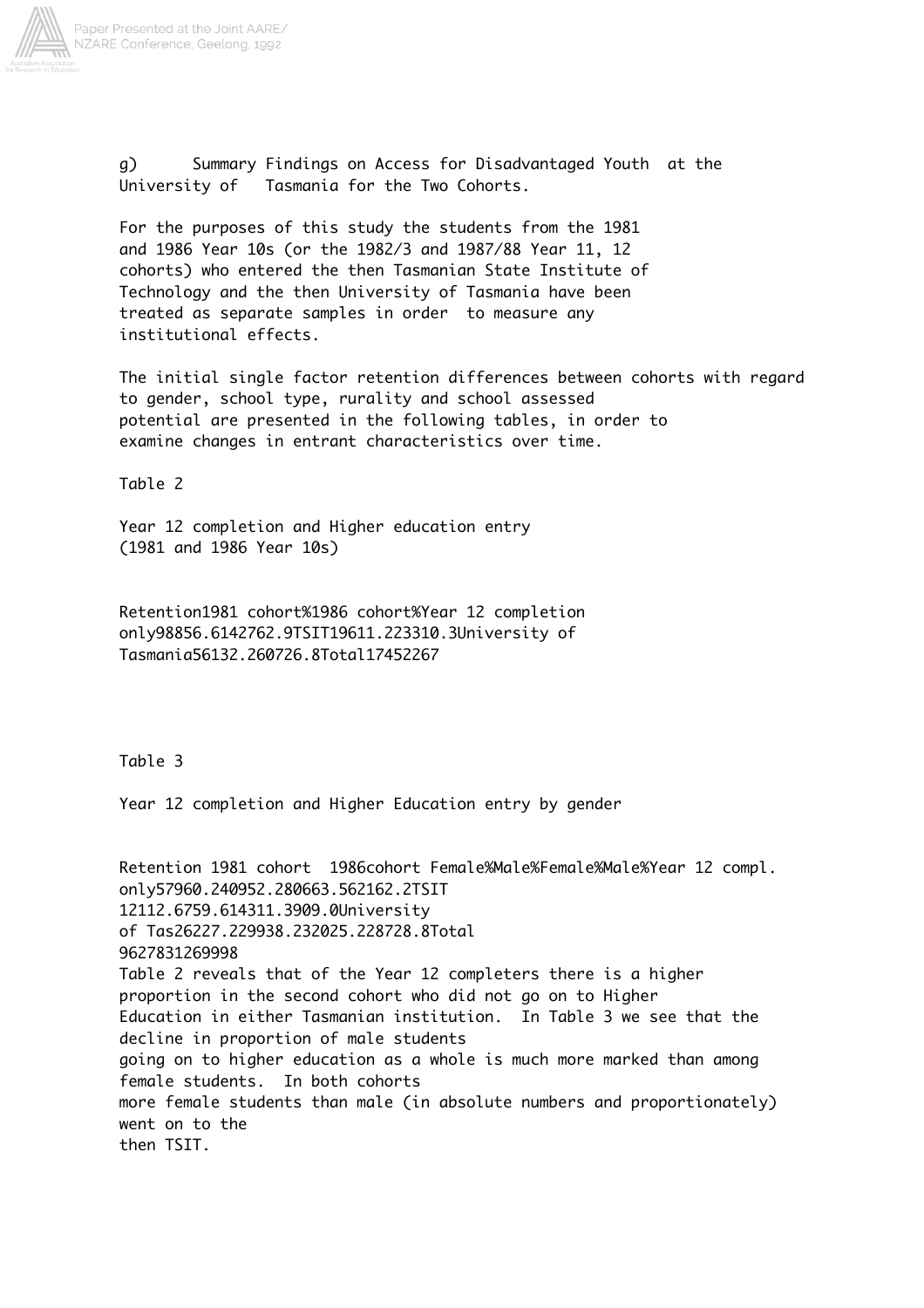g) Summary Findings on Access for Disadvantaged Youth at the University of Tasmania for the Two Cohorts.

For the purposes of this study the students from the 1981 and 1986 Year 10s (or the 1982/3 and 1987/88 Year 11, 12 cohorts) who entered the then Tasmanian State Institute of Technology and the then University of Tasmania have been treated as separate samples in order to measure any institutional effects.

The initial single factor retention differences between cohorts with regard to gender, school type, rurality and school assessed potential are presented in the following tables, in order to examine changes in entrant characteristics over time.

Table 2

Year 12 completion and Higher education entry (1981 and 1986 Year 10s)

| Retention | 1981 cohort | % | 1986 cohort | % |
|---|---|---|---|---|
| Year 12 completion only | 988 | 56.6 | 1427 | 62.9 |
| TSIT | 196 | 11.2 | 233 | 10.3 |
| University of Tasmania | 561 | 32.2 | 607 | 26.8 |
| Total | 1745 | | 2267 | |

Table 3

Year 12 completion and Higher Education entry by gender

| Retention | 1981 cohort | | | | 1986cohort | | | |
|---|---|---|---|---|---|---|---|---|
| | Female | % | Male | % | Female | % | Male | % |
| Year 12 compl. only | 579 | 60.2 | 409 | 52.2 | 806 | 63.5 | 621 | 62.2 |
| TSIT | 121 | 12.6 | 75 | 9.6 | 143 | 11.3 | 90 | 9.0 |
| University of Tas | 262 | 27.2 | 299 | 38.2 | 320 | 25.2 | 287 | 28.8 |
| Total | 962 | | 783 | | 1269 | | 998 | |

Table 2 reveals that of the Year 12 completers there is a higher proportion in the second cohort who did not go on to Higher Education in either Tasmanian institution. In Table 3 we see that the decline in proportion of male students going on to higher education as a whole is much more marked than among female students. In both cohorts more female students than male (in absolute numbers and proportionately) went on to the then TSIT.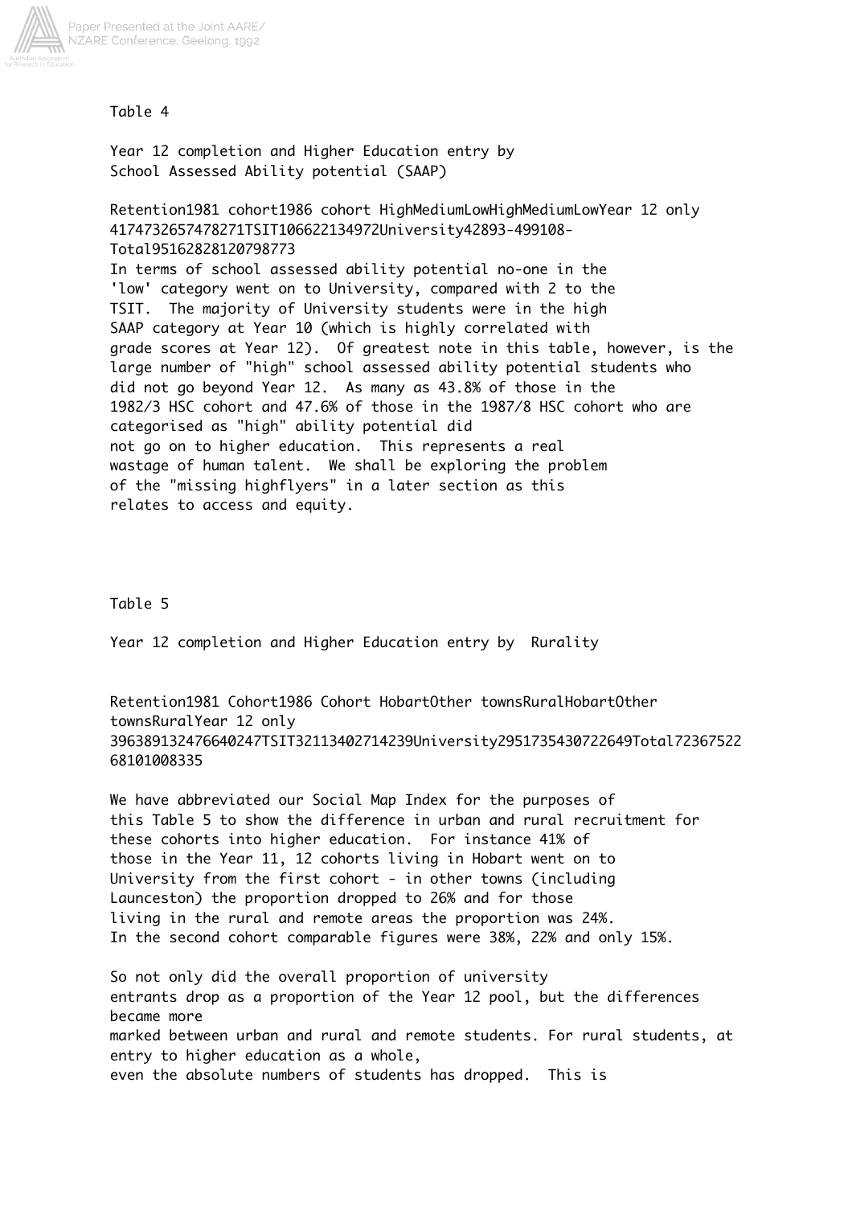Table 4

Year 12 completion and Higher Education entry by School Assessed Ability potential (SAAP)

Retention1981 cohort1986 cohort HighMediumLowHighMediumLowYear 12 only 4174732657478271TSIT106622134972University42893-499108-Total95162828120798773

In terms of school assessed ability potential no-one in the 'low' category went on to University, compared with 2 to the TSIT. The majority of University students were in the high SAAP category at Year 10 (which is highly correlated with grade scores at Year 12). Of greatest note in this table, however, is the large number of "high" school assessed ability potential students who did not go beyond Year 12. As many as 43.8% of those in the 1982/3 HSC cohort and 47.6% of those in the 1987/8 HSC cohort who are categorised as "high" ability potential did not go on to higher education. This represents a real wastage of human talent. We shall be exploring the problem of the "missing highflyers" in a later section as this relates to access and equity.

Table 5

Year 12 completion and Higher Education entry by Rurality

Retention1981 Cohort1986 Cohort HobartOther townsRuralHobartOther townsRuralYear 12 only 396389132476640247TSIT32113402714239University2951735430722649Total7236752268101008335

We have abbreviated our Social Map Index for the purposes of this Table 5 to show the difference in urban and rural recruitment for these cohorts into higher education. For instance 41% of those in the Year 11, 12 cohorts living in Hobart went on to University from the first cohort - in other towns (including Launceston) the proportion dropped to 26% and for those living in the rural and remote areas the proportion was 24%. In the second cohort comparable figures were 38%, 22% and only 15%.

So not only did the overall proportion of university entrants drop as a proportion of the Year 12 pool, but the differences became more marked between urban and rural and remote students. For rural students, at entry to higher education as a whole, even the absolute numbers of students has dropped. This is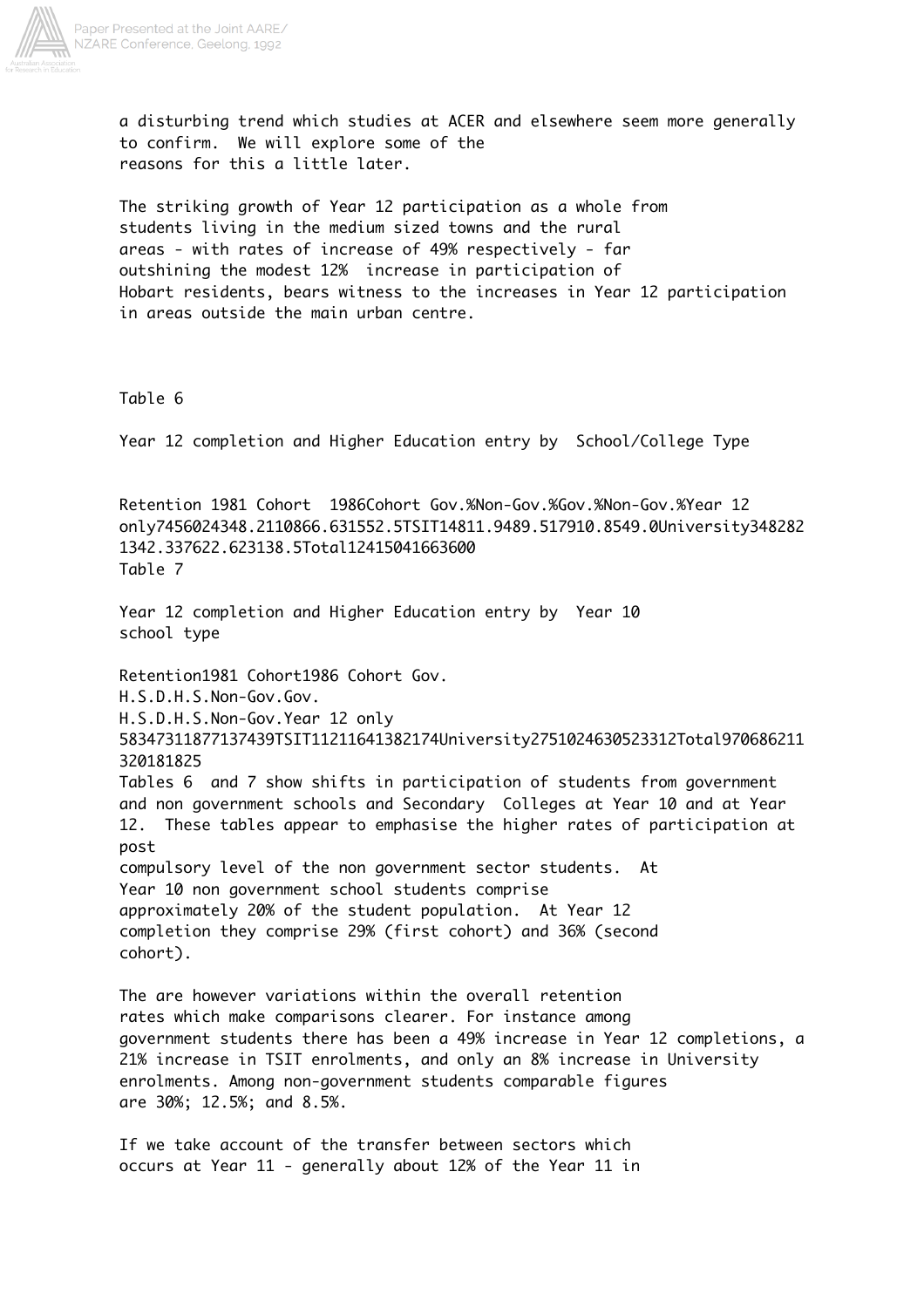a disturbing trend which studies at ACER and elsewhere seem more generally to confirm. We will explore some of the reasons for this a little later.

The striking growth of Year 12 participation as a whole from students living in the medium sized towns and the rural areas - with rates of increase of 49% respectively - far outshining the modest 12% increase in participation of Hobart residents, bears witness to the increases in Year 12 participation in areas outside the main urban centre.

Table 6

Year 12 completion and Higher Education entry by School/College Type

| Retention | 1981 Cohort | | | | 1986 Cohort | | | |
|---|---|---|---|---|---|---|---|---|
| | Gov. | % | Non-Gov. | % | Gov. | % | Non-Gov. | % |
| Year 12 only | 745 | 60 | 243 | 48.2 | 1108 | 66.6 | 315 | 52.5 |
| TSIT | 148 | 11.9 | 48 | 9.5 | 179 | 10.8 | 54 | 9.0 |
| University | 348 | 28 | 213 | 42.3 | 376 | 22.6 | 231 | 38.5 |
| Total | 1241 | | 504 | | 1663 | | 600 | |

Table 7

Year 12 completion and Higher Education entry by Year 10 school type

| Retention | 1981 Cohort | | | 1986 Cohort | | |
|---|---|---|---|---|---|---|
| | Gov. H.S. | D.H.S. | Non-Gov. | Gov. H.S. | D.H.S. | Non-Gov. |
| Year 12 only | 583 | 47 | 311 | 877 | 137 | 439 |
| TSIT | 112 | 11 | 64 | 138 | 21 | 74 |
| University | 275 | 10 | 246 | 305 | 23 | 312 |
| Total | 970 | 68 | 621 | 1320 | 181 | 825 |

Tables 6 and 7 show shifts in participation of students from government and non government schools and Secondary Colleges at Year 10 and at Year 12. These tables appear to emphasise the higher rates of participation at post compulsory level of the non government sector students. At Year 10 non government school students comprise approximately 20% of the student population. At Year 12 completion they comprise 29% (first cohort) and 36% (second cohort).

The are however variations within the overall retention rates which make comparisons clearer. For instance among government students there has been a 49% increase in Year 12 completions, a 21% increase in TSIT enrolments, and only an 8% increase in University enrolments. Among non-government students comparable figures are 30%; 12.5%; and 8.5%.

If we take account of the transfer between sectors which occurs at Year 11 - generally about 12% of the Year 11 in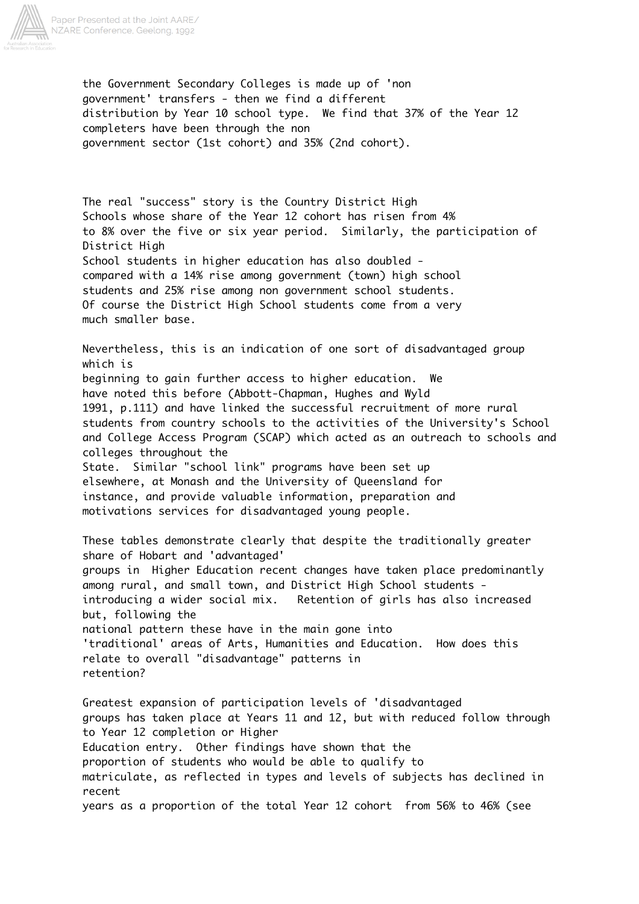the Government Secondary Colleges is made up of 'non government' transfers - then we find a different distribution by Year 10 school type. We find that 37% of the Year 12 completers have been through the non government sector (1st cohort) and 35% (2nd cohort).

The real "success" story is the Country District High Schools whose share of the Year 12 cohort has risen from 4% to 8% over the five or six year period. Similarly, the participation of District High School students in higher education has also doubled - compared with a 14% rise among government (town) high school students and 25% rise among non government school students. Of course the District High School students come from a very much smaller base.

Nevertheless, this is an indication of one sort of disadvantaged group which is beginning to gain further access to higher education. We have noted this before (Abbott-Chapman, Hughes and Wyld 1991, p.111) and have linked the successful recruitment of more rural students from country schools to the activities of the University's School and College Access Program (SCAP) which acted as an outreach to schools and colleges throughout the State. Similar "school link" programs have been set up elsewhere, at Monash and the University of Queensland for instance, and provide valuable information, preparation and motivations services for disadvantaged young people.

These tables demonstrate clearly that despite the traditionally greater share of Hobart and 'advantaged' groups in Higher Education recent changes have taken place predominantly among rural, and small town, and District High School students - introducing a wider social mix. Retention of girls has also increased but, following the national pattern these have in the main gone into 'traditional' areas of Arts, Humanities and Education. How does this relate to overall "disadvantage" patterns in retention?

Greatest expansion of participation levels of 'disadvantaged groups has taken place at Years 11 and 12, but with reduced follow through to Year 12 completion or Higher Education entry. Other findings have shown that the proportion of students who would be able to qualify to matriculate, as reflected in types and levels of subjects has declined in recent years as a proportion of the total Year 12 cohort from 56% to 46% (see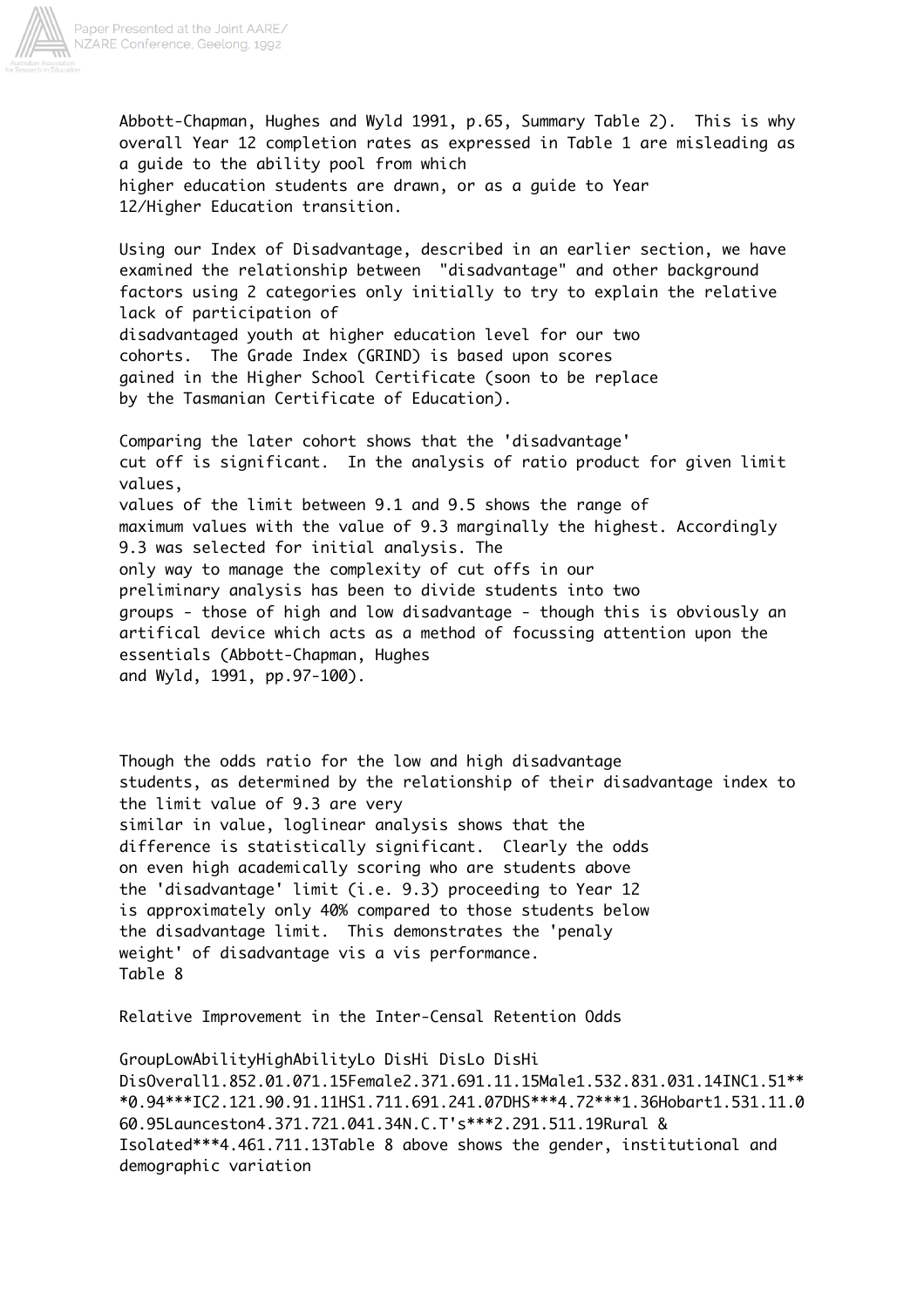Abbott-Chapman, Hughes and Wyld 1991, p.65, Summary Table 2). This is why overall Year 12 completion rates as expressed in Table 1 are misleading as a guide to the ability pool from which higher education students are drawn, or as a guide to Year 12/Higher Education transition.

Using our Index of Disadvantage, described in an earlier section, we have examined the relationship between "disadvantage" and other background factors using 2 categories only initially to try to explain the relative lack of participation of disadvantaged youth at higher education level for our two cohorts. The Grade Index (GRIND) is based upon scores gained in the Higher School Certificate (soon to be replace by the Tasmanian Certificate of Education).

Comparing the later cohort shows that the 'disadvantage' cut off is significant. In the analysis of ratio product for given limit values, values of the limit between 9.1 and 9.5 shows the range of maximum values with the value of 9.3 marginally the highest. Accordingly 9.3 was selected for initial analysis. The only way to manage the complexity of cut offs in our preliminary analysis has been to divide students into two groups - those of high and low disadvantage - though this is obviously an artifical device which acts as a method of focussing attention upon the essentials (Abbott-Chapman, Hughes and Wyld, 1991, pp.97-100).

Though the odds ratio for the low and high disadvantage students, as determined by the relationship of their disadvantage index to the limit value of 9.3 are very similar in value, loglinear analysis shows that the difference is statistically significant. Clearly the odds on even high academically scoring who are students above the 'disadvantage' limit (i.e. 9.3) proceeding to Year 12 is approximately only 40% compared to those students below the disadvantage limit. This demonstrates the 'penaly weight' of disadvantage vis a vis performance.

Table 8

Relative Improvement in the Inter-Censal Retention Odds

| Group | Low Ability | | High Ability | |
|---|---|---|---|---|
| | Lo Dis | Hi Dis | Lo Dis | Hi Dis |
| Overall | 1.85 | 2.01 | 1.07 | 1.15 |
| Female | 2.37 | 1.69 | 1.1 | 1.15 |
| Male | 1.53 | 2.83 | 1.03 | 1.14 |
| INC | 1.51 | *** | 0.94 | *** |
| IC | 2.12 | 1.9 | 0.9 | 1.11 |
| HS | 1.71 | 1.69 | 1.24 | 1.07 |
| DHS | *** | 4.72 | *** | 1.36 |
| Hobart | 1.53 | 1.1 | 1.06 | 0.95 |
| Launceston | 4.37 | 1.72 | 1.04 | 1.34 |
| N.C.T's | *** | 2.29 | 1.51 | 1.19 |
| Rural & Isolated | *** | 4.46 | 1.71 | 1.13 |

Table 8 above shows the gender, institutional and demographic variation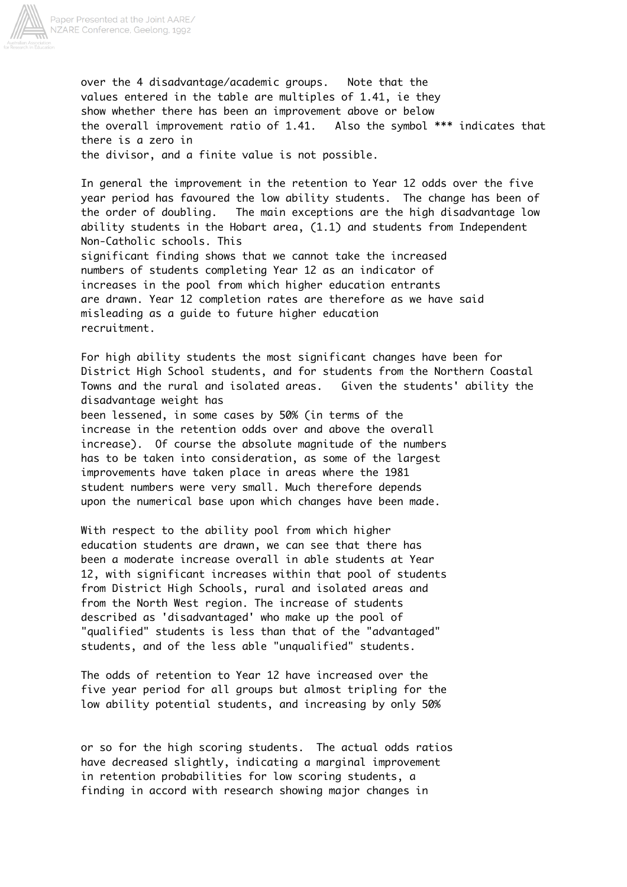over the 4 disadvantage/academic groups. Note that the values entered in the table are multiples of 1.41, ie they show whether there has been an improvement above or below the overall improvement ratio of 1.41. Also the symbol *** indicates that there is a zero in the divisor, and a finite value is not possible.

In general the improvement in the retention to Year 12 odds over the five year period has favoured the low ability students. The change has been of the order of doubling. The main exceptions are the high disadvantage low ability students in the Hobart area, (1.1) and students from Independent Non-Catholic schools. This significant finding shows that we cannot take the increased numbers of students completing Year 12 as an indicator of increases in the pool from which higher education entrants are drawn. Year 12 completion rates are therefore as we have said misleading as a guide to future higher education recruitment.

For high ability students the most significant changes have been for District High School students, and for students from the Northern Coastal Towns and the rural and isolated areas. Given the students' ability the disadvantage weight has been lessened, in some cases by 50% (in terms of the increase in the retention odds over and above the overall increase). Of course the absolute magnitude of the numbers has to be taken into consideration, as some of the largest improvements have taken place in areas where the 1981 student numbers were very small. Much therefore depends upon the numerical base upon which changes have been made.

With respect to the ability pool from which higher education students are drawn, we can see that there has been a moderate increase overall in able students at Year 12, with significant increases within that pool of students from District High Schools, rural and isolated areas and from the North West region. The increase of students described as 'disadvantaged' who make up the pool of "qualified" students is less than that of the "advantaged" students, and of the less able "unqualified" students.

The odds of retention to Year 12 have increased over the five year period for all groups but almost tripling for the low ability potential students, and increasing by only 50% or so for the high scoring students. The actual odds ratios have decreased slightly, indicating a marginal improvement in retention probabilities for low scoring students, a finding in accord with research showing major changes in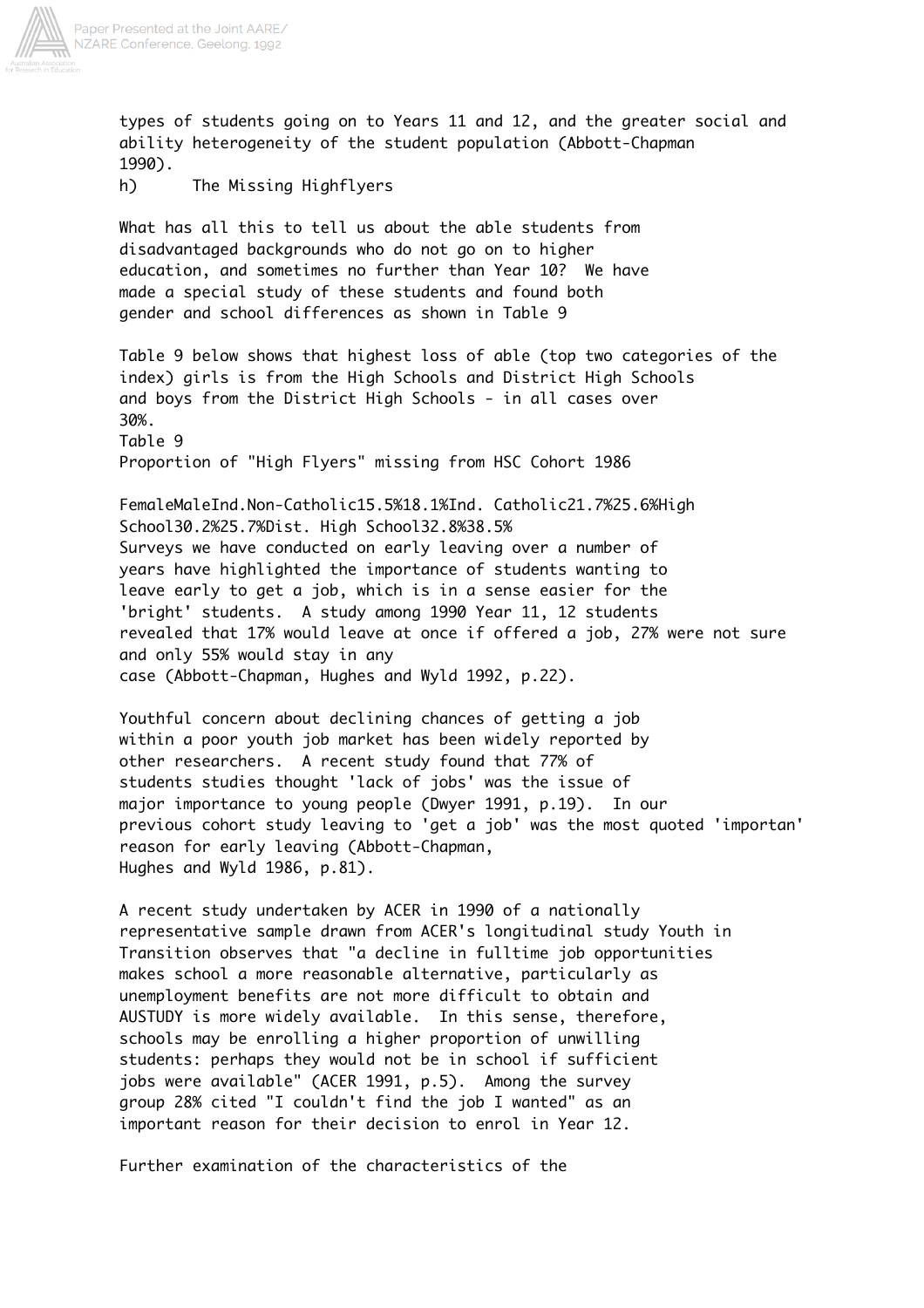types of students going on to Years 11 and 12, and the greater social and ability heterogeneity of the student population (Abbott-Chapman 1990).

h) The Missing Highflyers

What has all this to tell us about the able students from disadvantaged backgrounds who do not go on to higher education, and sometimes no further than Year 10? We have made a special study of these students and found both gender and school differences as shown in Table 9

Table 9 below shows that highest loss of able (top two categories of the index) girls is from the High Schools and District High Schools and boys from the District High Schools - in all cases over 30%.

Table 9
Proportion of "High Flyers" missing from HSC Cohort 1986

| | Female | Male |
|---|---|---|
| Ind. Non-Catholic | 15.5% | 18.1% |
| Ind. Catholic | 21.7% | 25.6% |
| High School | 30.2% | 25.7% |
| Dist. High School | 32.8% | 38.5% |

Surveys we have conducted on early leaving over a number of years have highlighted the importance of students wanting to leave early to get a job, which is in a sense easier for the 'bright' students. A study among 1990 Year 11, 12 students revealed that 17% would leave at once if offered a job, 27% were not sure and only 55% would stay in any case (Abbott-Chapman, Hughes and Wyld 1992, p.22).

Youthful concern about declining chances of getting a job within a poor youth job market has been widely reported by other researchers. A recent study found that 77% of students studies thought 'lack of jobs' was the issue of major importance to young people (Dwyer 1991, p.19). In our previous cohort study leaving to 'get a job' was the most quoted 'importan' reason for early leaving (Abbott-Chapman, Hughes and Wyld 1986, p.81).

A recent study undertaken by ACER in 1990 of a nationally representative sample drawn from ACER's longitudinal study Youth in Transition observes that "a decline in fulltime job opportunities makes school a more reasonable alternative, particularly as unemployment benefits are not more difficult to obtain and AUSTUDY is more widely available. In this sense, therefore, schools may be enrolling a higher proportion of unwilling students: perhaps they would not be in school if sufficient jobs were available" (ACER 1991, p.5). Among the survey group 28% cited "I couldn't find the job I wanted" as an important reason for their decision to enrol in Year 12.

Further examination of the characteristics of the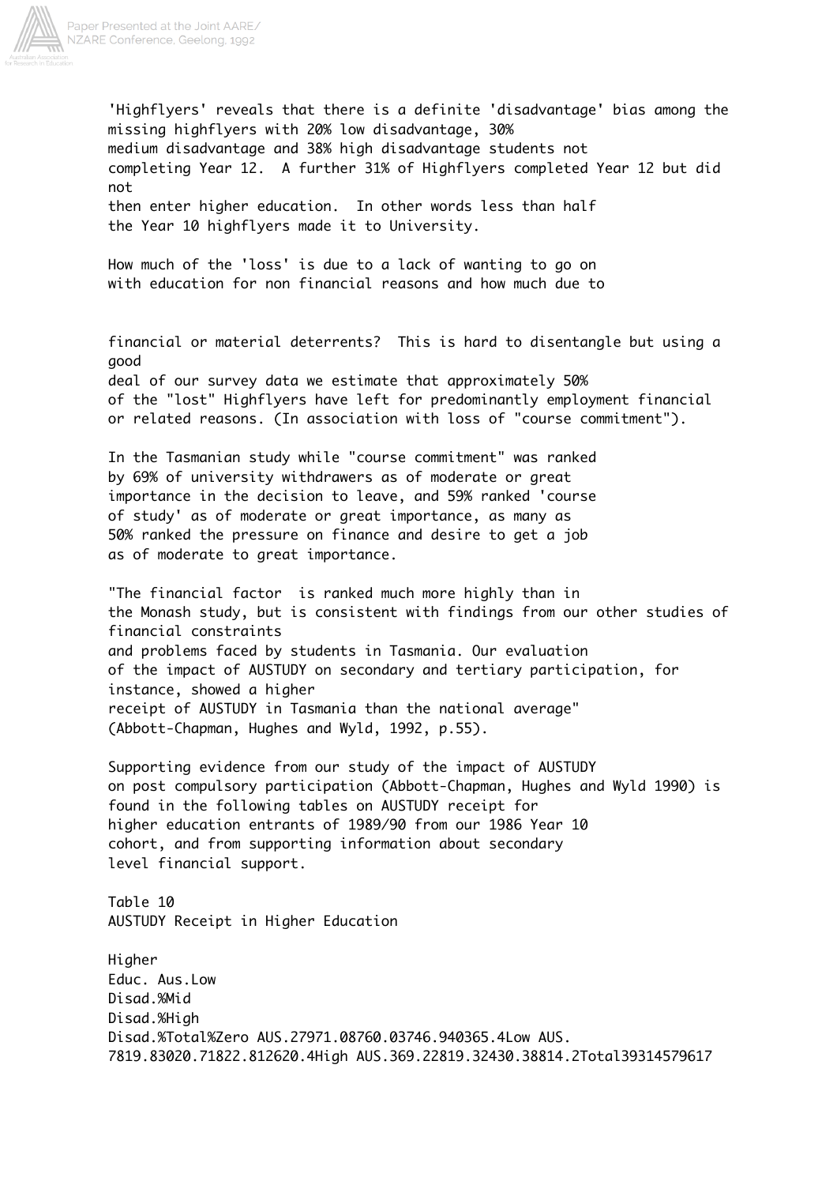'Highflyers' reveals that there is a definite 'disadvantage' bias among the missing highflyers with 20% low disadvantage, 30% medium disadvantage and 38% high disadvantage students not completing Year 12. A further 31% of Highflyers completed Year 12 but did not then enter higher education. In other words less than half the Year 10 highflyers made it to University.

How much of the 'loss' is due to a lack of wanting to go on with education for non financial reasons and how much due to financial or material deterrents? This is hard to disentangle but using a good deal of our survey data we estimate that approximately 50% of the "lost" Highflyers have left for predominantly employment financial or related reasons. (In association with loss of "course commitment").

In the Tasmanian study while "course commitment" was ranked by 69% of university withdrawers as of moderate or great importance in the decision to leave, and 59% ranked 'course of study' as of moderate or great importance, as many as 50% ranked the pressure on finance and desire to get a job as of moderate to great importance.

"The financial factor is ranked much more highly than in the Monash study, but is consistent with findings from our other studies of financial constraints and problems faced by students in Tasmania. Our evaluation of the impact of AUSTUDY on secondary and tertiary participation, for instance, showed a higher receipt of AUSTUDY in Tasmania than the national average" (Abbott-Chapman, Hughes and Wyld, 1992, p.55).

Supporting evidence from our study of the impact of AUSTUDY on post compulsory participation (Abbott-Chapman, Hughes and Wyld 1990) is found in the following tables on AUSTUDY receipt for higher education entrants of 1989/90 from our 1986 Year 10 cohort, and from supporting information about secondary level financial support.

Table 10
AUSTUDY Receipt in Higher Education

| Higher Educ. Aus. | Low Disad. | % | Mid Disad. | % | High Disad. | % | Total | % |
|---|---|---|---|---|---|---|---|---|
| Zero AUS. | 279 | 71.0 | 87 | 60.0 | 37 | 46.9 | 403 | 65.4 |
| Low AUS. | 78 | 19.8 | 30 | 20.7 | 18 | 22.8 | 126 | 20.4 |
| High AUS. | 36 | 9.2 | 28 | 19.3 | 24 | 30.3 | 88 | 14.2 |
| Total | 393 | | 145 | | 79 | | 617 | |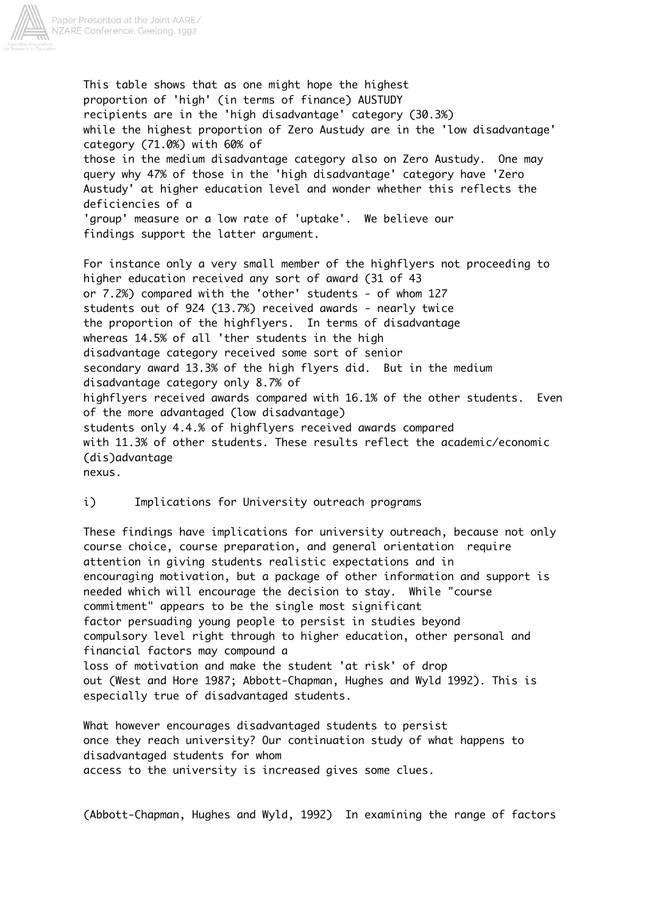This table shows that as one might hope the highest proportion of 'high' (in terms of finance) AUSTUDY recipients are in the 'high disadvantage' category (30.3%) while the highest proportion of Zero Austudy are in the 'low disadvantage' category (71.0%) with 60% of those in the medium disadvantage category also on Zero Austudy. One may query why 47% of those in the 'high disadvantage' category have 'Zero Austudy' at higher education level and wonder whether this reflects the deficiencies of a 'group' measure or a low rate of 'uptake'. We believe our findings support the latter argument.

For instance only a very small member of the highflyers not proceeding to higher education received any sort of award (31 of 43 or 7.2%) compared with the 'other' students - of whom 127 students out of 924 (13.7%) received awards - nearly twice the proportion of the highflyers. In terms of disadvantage whereas 14.5% of all 'ther students in the high disadvantage category received some sort of senior secondary award 13.3% of the high flyers did. But in the medium disadvantage category only 8.7% of highflyers received awards compared with 16.1% of the other students. Even of the more advantaged (low disadvantage) students only 4.4.% of highflyers received awards compared with 11.3% of other students. These results reflect the academic/economic (dis)advantage nexus.

i) Implications for University outreach programs

These findings have implications for university outreach, because not only course choice, course preparation, and general orientation require attention in giving students realistic expectations and in encouraging motivation, but a package of other information and support is needed which will encourage the decision to stay. While "course commitment" appears to be the single most significant factor persuading young people to persist in studies beyond compulsory level right through to higher education, other personal and financial factors may compound a loss of motivation and make the student 'at risk' of drop out (West and Hore 1987; Abbott-Chapman, Hughes and Wyld 1992). This is especially true of disadvantaged students.

What however encourages disadvantaged students to persist once they reach university? Our continuation study of what happens to disadvantaged students for whom access to the university is increased gives some clues.

(Abbott-Chapman, Hughes and Wyld, 1992) In examining the range of factors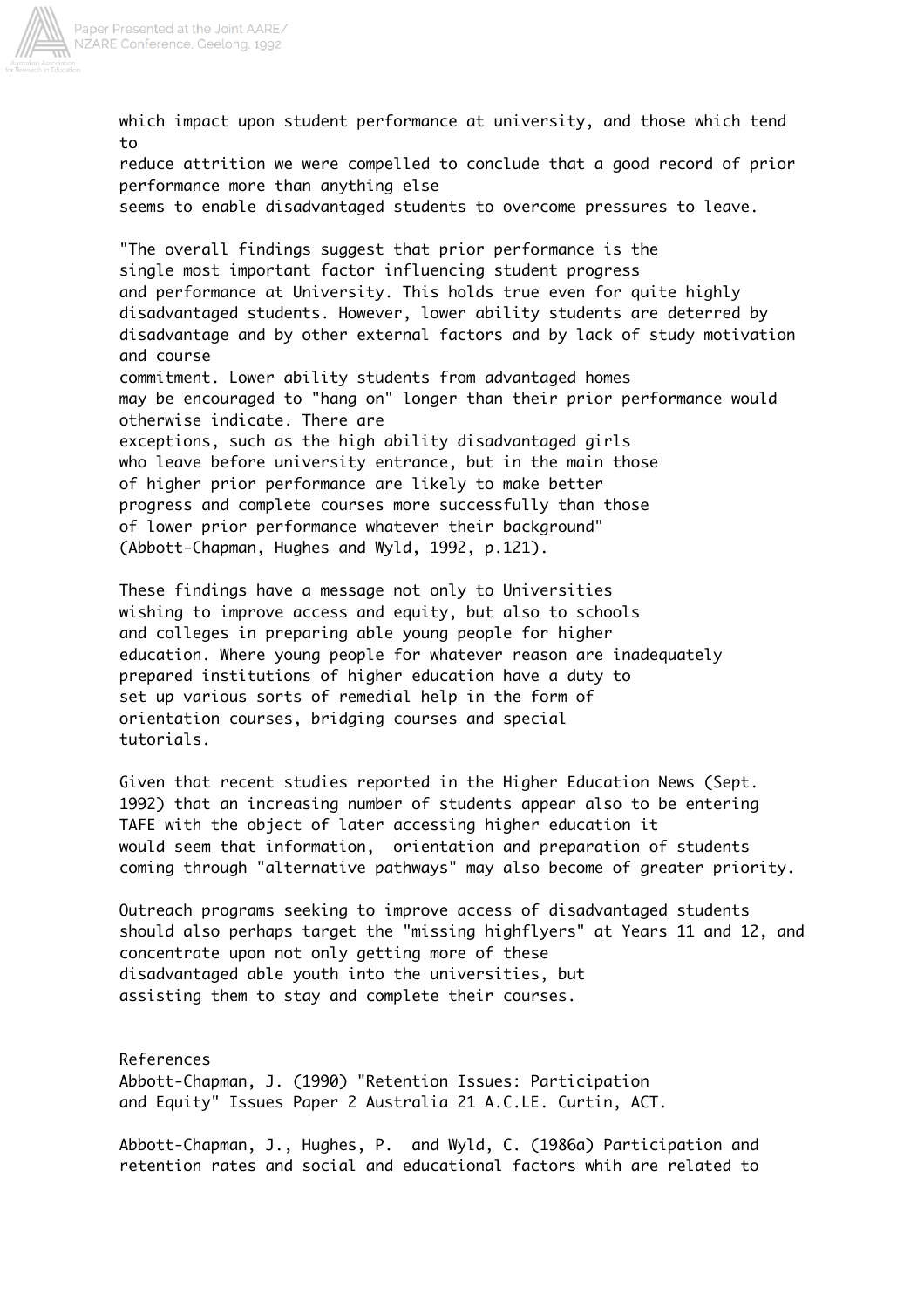which impact upon student performance at university, and those which tend to reduce attrition we were compelled to conclude that a good record of prior performance more than anything else seems to enable disadvantaged students to overcome pressures to leave.

"The overall findings suggest that prior performance is the single most important factor influencing student progress and performance at University. This holds true even for quite highly disadvantaged students. However, lower ability students are deterred by disadvantage and by other external factors and by lack of study motivation and course commitment. Lower ability students from advantaged homes may be encouraged to "hang on" longer than their prior performance would otherwise indicate. There are exceptions, such as the high ability disadvantaged girls who leave before university entrance, but in the main those of higher prior performance are likely to make better progress and complete courses more successfully than those of lower prior performance whatever their background" (Abbott-Chapman, Hughes and Wyld, 1992, p.121).

These findings have a message not only to Universities wishing to improve access and equity, but also to schools and colleges in preparing able young people for higher education. Where young people for whatever reason are inadequately prepared institutions of higher education have a duty to set up various sorts of remedial help in the form of orientation courses, bridging courses and special tutorials.

Given that recent studies reported in the Higher Education News (Sept. 1992) that an increasing number of students appear also to be entering TAFE with the object of later accessing higher education it would seem that information, orientation and preparation of students coming through "alternative pathways" may also become of greater priority.

Outreach programs seeking to improve access of disadvantaged students should also perhaps target the "missing highflyers" at Years 11 and 12, and concentrate upon not only getting more of these disadvantaged able youth into the universities, but assisting them to stay and complete their courses.

## References

Abbott-Chapman, J. (1990) "Retention Issues: Participation and Equity" Issues Paper 2 Australia 21 A.C.LE. Curtin, ACT.

Abbott-Chapman, J., Hughes, P. and Wyld, C. (1986a) Participation and retention rates and social and educational factors whih are related to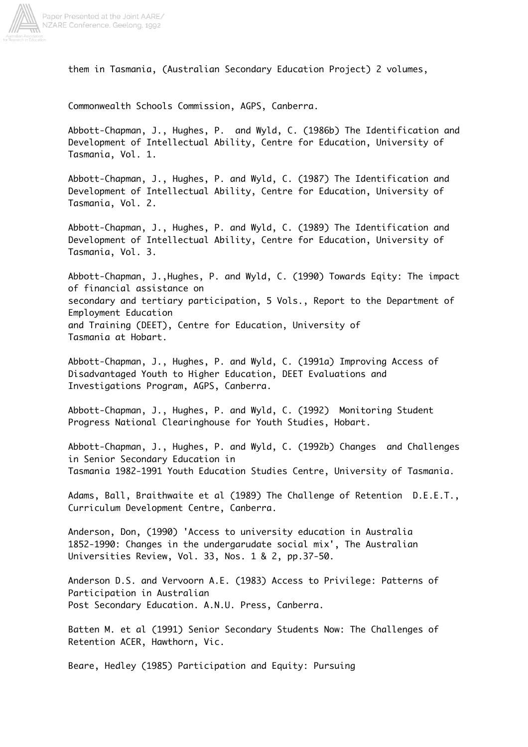them in Tasmania, (Australian Secondary Education Project) 2 volumes,

Commonwealth Schools Commission, AGPS, Canberra.

Abbott-Chapman, J., Hughes, P.  and Wyld, C. (1986b) The Identification and Development of Intellectual Ability, Centre for Education, University of Tasmania, Vol. 1.

Abbott-Chapman, J., Hughes, P. and Wyld, C. (1987) The Identification and Development of Intellectual Ability, Centre for Education, University of Tasmania, Vol. 2.

Abbott-Chapman, J., Hughes, P. and Wyld, C. (1989) The Identification and Development of Intellectual Ability, Centre for Education, University of Tasmania, Vol. 3.

Abbott-Chapman, J.,Hughes, P. and Wyld, C. (1990) Towards Eqity: The impact of financial assistance on
secondary and tertiary participation, 5 Vols., Report to the Department of Employment Education
and Training (DEET), Centre for Education, University of
Tasmania at Hobart.

Abbott-Chapman, J., Hughes, P. and Wyld, C. (1991a) Improving Access of Disadvantaged Youth to Higher Education, DEET Evaluations and Investigations Program, AGPS, Canberra.

Abbott-Chapman, J., Hughes, P. and Wyld, C. (1992)  Monitoring Student Progress National Clearinghouse for Youth Studies, Hobart.

Abbott-Chapman, J., Hughes, P. and Wyld, C. (1992b) Changes  and Challenges in Senior Secondary Education in
Tasmania 1982-1991 Youth Education Studies Centre, University of Tasmania.

Adams, Ball, Braithwaite et al (1989) The Challenge of Retention  D.E.E.T., Curriculum Development Centre, Canberra.

Anderson, Don, (1990) 'Access to university education in Australia 1852-1990: Changes in the undergarudate social mix', The Australian Universities Review, Vol. 33, Nos. 1 & 2, pp.37-50.

Anderson D.S. and Vervoorn A.E. (1983) Access to Privilege: Patterns of Participation in Australian
Post Secondary Education. A.N.U. Press, Canberra.

Batten M. et al (1991) Senior Secondary Students Now: The Challenges of Retention ACER, Hawthorn, Vic.

Beare, Hedley (1985) Participation and Equity: Pursuing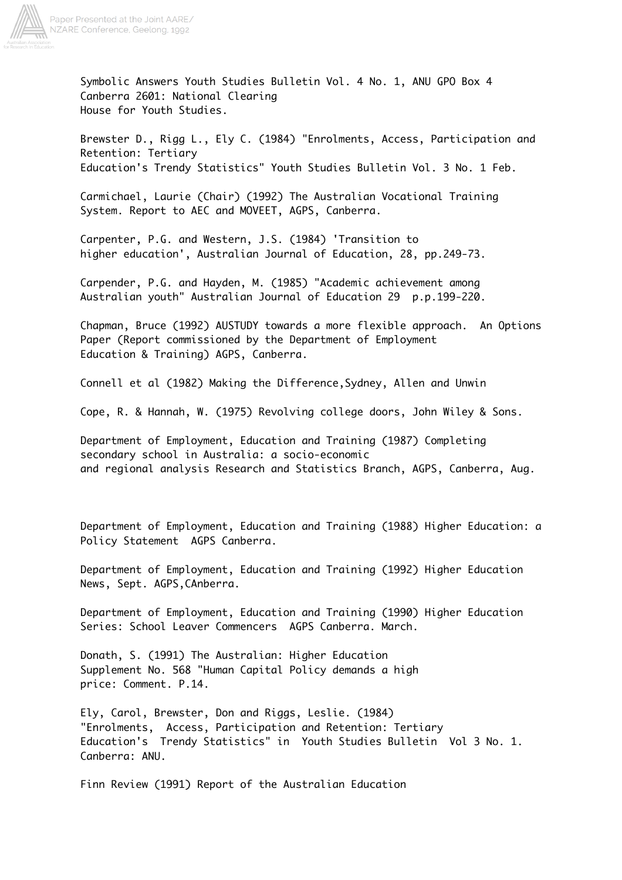Symbolic Answers Youth Studies Bulletin Vol. 4 No. 1, ANU GPO Box 4 Canberra 2601: National Clearing House for Youth Studies.

Brewster D., Rigg L., Ely C. (1984) "Enrolments, Access, Participation and Retention: Tertiary Education's Trendy Statistics" Youth Studies Bulletin Vol. 3 No. 1 Feb.

Carmichael, Laurie (Chair) (1992) The Australian Vocational Training System. Report to AEC and MOVEET, AGPS, Canberra.

Carpenter, P.G. and Western, J.S. (1984) 'Transition to higher education', Australian Journal of Education, 28, pp.249-73.

Carpender, P.G. and Hayden, M. (1985) "Academic achievement among Australian youth" Australian Journal of Education 29 p.p.199-220.

Chapman, Bruce (1992) AUSTUDY towards a more flexible approach. An Options Paper (Report commissioned by the Department of Employment Education & Training) AGPS, Canberra.

Connell et al (1982) Making the Difference,Sydney, Allen and Unwin

Cope, R. & Hannah, W. (1975) Revolving college doors, John Wiley & Sons.

Department of Employment, Education and Training (1987) Completing secondary school in Australia: a socio-economic and regional analysis Research and Statistics Branch, AGPS, Canberra, Aug.

Department of Employment, Education and Training (1988) Higher Education: a Policy Statement AGPS Canberra.

Department of Employment, Education and Training (1992) Higher Education News, Sept. AGPS,CAnberra.

Department of Employment, Education and Training (1990) Higher Education Series: School Leaver Commencers AGPS Canberra. March.

Donath, S. (1991) The Australian: Higher Education Supplement No. 568 "Human Capital Policy demands a high price: Comment. P.14.

Ely, Carol, Brewster, Don and Riggs, Leslie. (1984) "Enrolments, Access, Participation and Retention: Tertiary Education's Trendy Statistics" in Youth Studies Bulletin Vol 3 No. 1. Canberra: ANU.

Finn Review (1991) Report of the Australian Education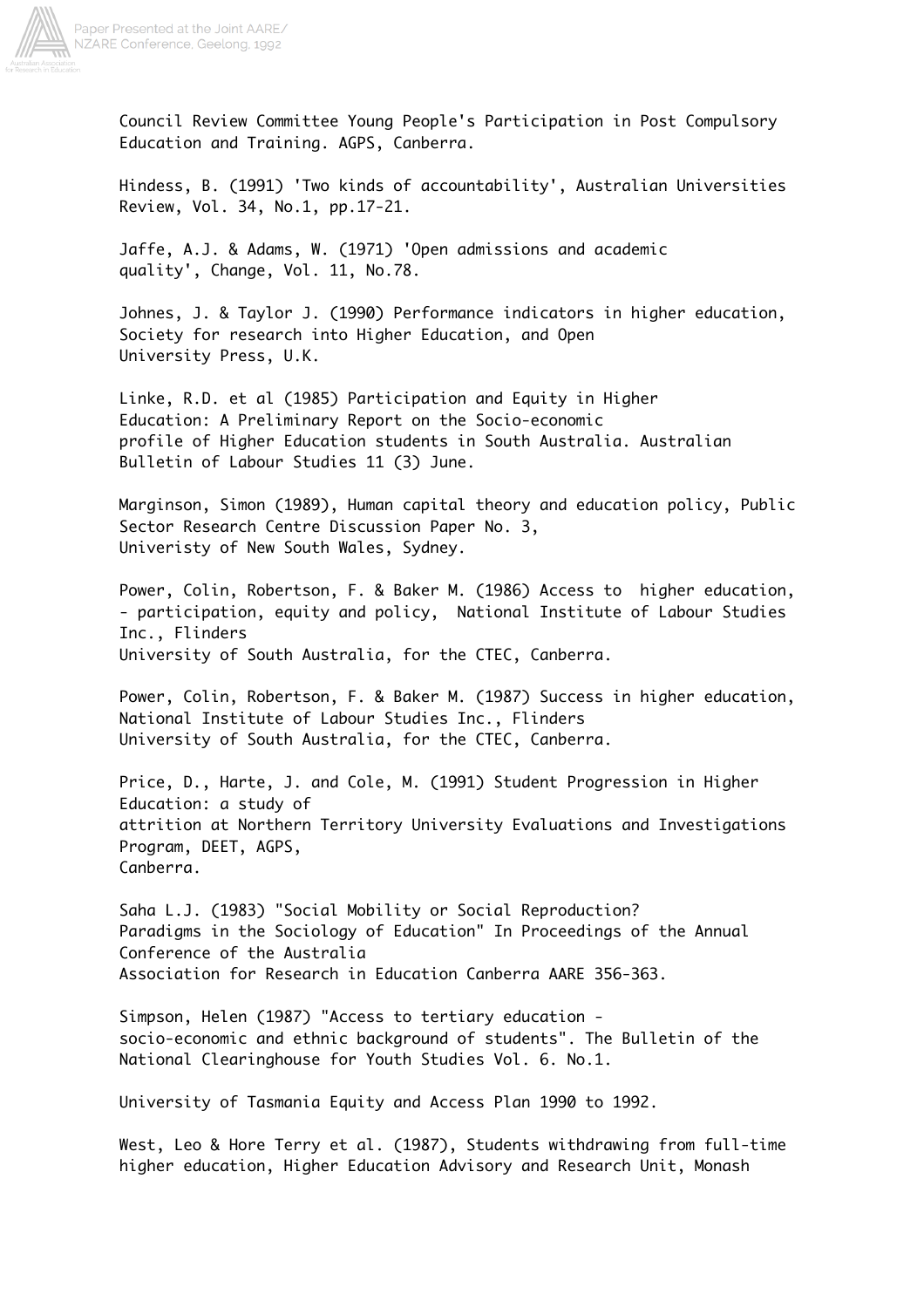Council Review Committee Young People's Participation in Post Compulsory Education and Training. AGPS, Canberra.

Hindess, B. (1991) 'Two kinds of accountability', Australian Universities Review, Vol. 34, No.1, pp.17-21.

Jaffe, A.J. & Adams, W. (1971) 'Open admissions and academic quality', Change, Vol. 11, No.78.

Johnes, J. & Taylor J. (1990) Performance indicators in higher education, Society for research into Higher Education, and Open University Press, U.K.

Linke, R.D. et al (1985) Participation and Equity in Higher Education: A Preliminary Report on the Socio-economic profile of Higher Education students in South Australia. Australian Bulletin of Labour Studies 11 (3) June.

Marginson, Simon (1989), Human capital theory and education policy, Public Sector Research Centre Discussion Paper No. 3, Univeristy of New South Wales, Sydney.

Power, Colin, Robertson, F. & Baker M. (1986) Access to higher education, - participation, equity and policy, National Institute of Labour Studies Inc., Flinders University of South Australia, for the CTEC, Canberra.

Power, Colin, Robertson, F. & Baker M. (1987) Success in higher education, National Institute of Labour Studies Inc., Flinders University of South Australia, for the CTEC, Canberra.

Price, D., Harte, J. and Cole, M. (1991) Student Progression in Higher Education: a study of attrition at Northern Territory University Evaluations and Investigations Program, DEET, AGPS, Canberra.

Saha L.J. (1983) "Social Mobility or Social Reproduction? Paradigms in the Sociology of Education" In Proceedings of the Annual Conference of the Australia Association for Research in Education Canberra AARE 356-363.

Simpson, Helen (1987) "Access to tertiary education - socio-economic and ethnic background of students". The Bulletin of the National Clearinghouse for Youth Studies Vol. 6. No.1.

University of Tasmania Equity and Access Plan 1990 to 1992.

West, Leo & Hore Terry et al. (1987), Students withdrawing from full-time higher education, Higher Education Advisory and Research Unit, Monash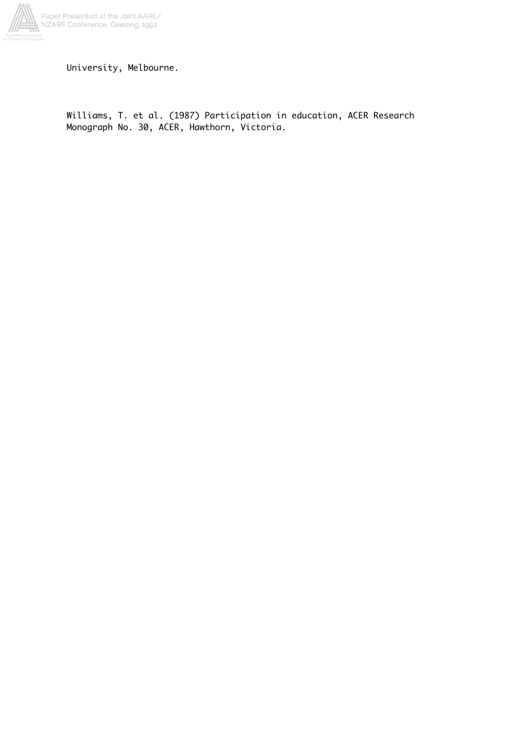University, Melbourne.

Williams, T. et al. (1987) Participation in education, ACER Research Monograph No. 30, ACER, Hawthorn, Victoria.